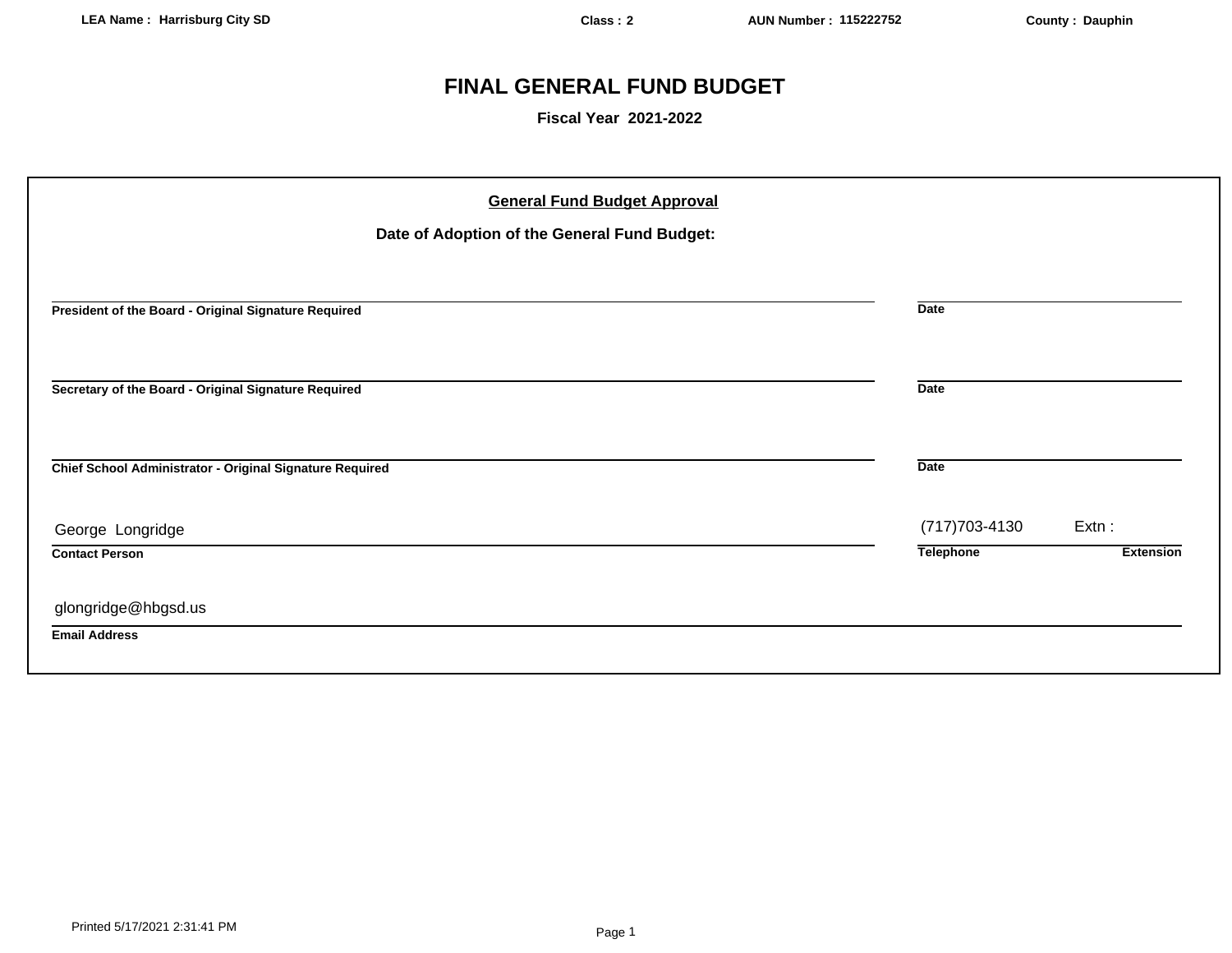LEA Name : Harrisburg City SD | Class : 2 | AUN Number : 115222752 | County : Dauphin

# FINAL GENERAL FUND BUDGET

**Fiscal Year 2021-2022**

## General Fund Budget Approval

**Date of Adoption of the General Fund Budget:**

| | |
|---|---|
| **President of the Board - Original Signature Required** | **Date** |
| **Secretary of the Board - Original Signature Required** | **Date** |
| **Chief School Administrator - Original Signature Required** | **Date** |

| Contact Person | Telephone | Extension |
|---|---|---|
| George Longridge | (717)703-4130 | Extn : |

**Email Address:** glongridge@hbgsd.us

Printed 5/17/2021 2:31:41 PM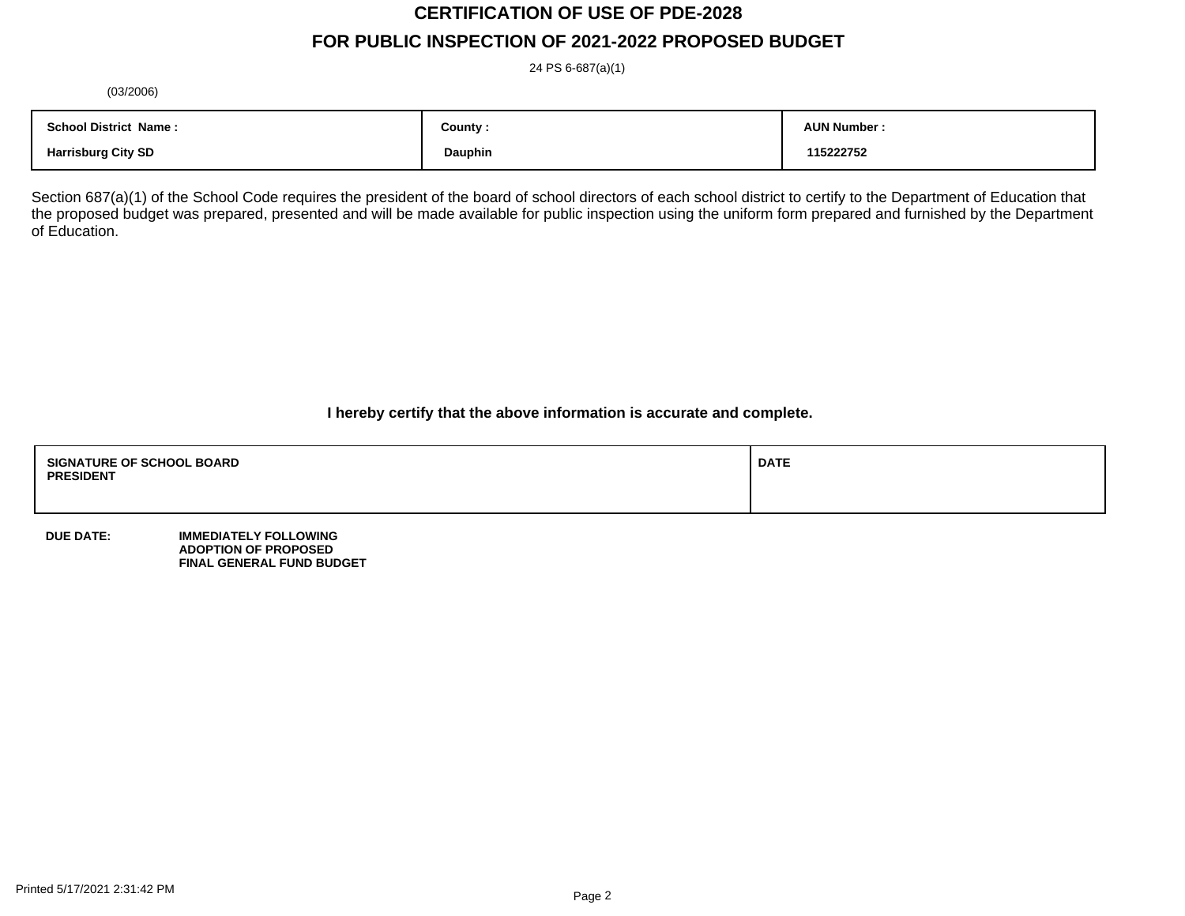# CERTIFICATION OF USE OF PDE-2028

## FOR PUBLIC INSPECTION OF 2021-2022 PROPOSED BUDGET

24 PS 6-687(a)(1)

(03/2006)

| School District Name : | County : | AUN Number : |
|---|---|---|
| Harrisburg City SD | Dauphin | 115222752 |

Section 687(a)(1) of the School Code requires the president of the board of school directors of each school district to certify to the Department of Education that the proposed budget was prepared, presented and will be made available for public inspection using the uniform form prepared and furnished by the Department of Education.

**I hereby certify that the above information is accurate and complete.**

| SIGNATURE OF SCHOOL BOARD PRESIDENT | DATE |
|---|---|
| | |

**DUE DATE:** **IMMEDIATELY FOLLOWING ADOPTION OF PROPOSED FINAL GENERAL FUND BUDGET**

Printed 5/17/2021 2:31:42 PM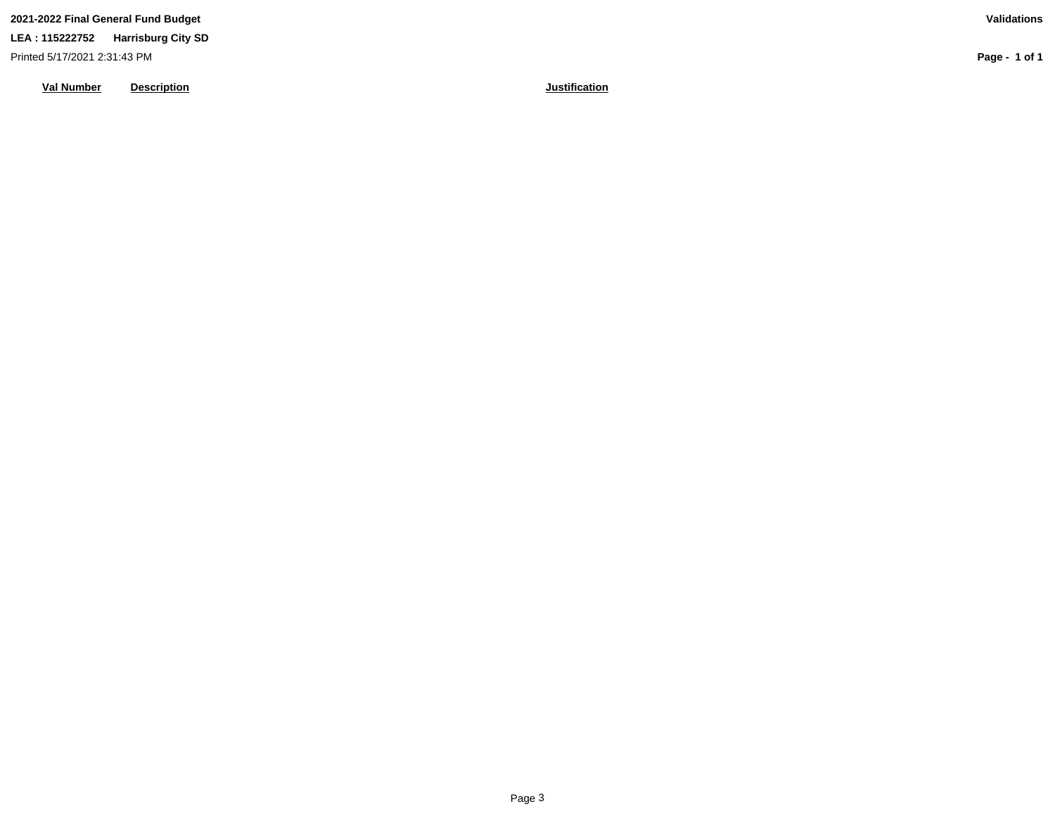**2021-2022 Final General Fund Budget** **Validations**

**LEA : 115222752 Harrisburg City SD**

Printed 5/17/2021 2:31:43 PM

| Val Number | Description | Justification |
|---|---|---|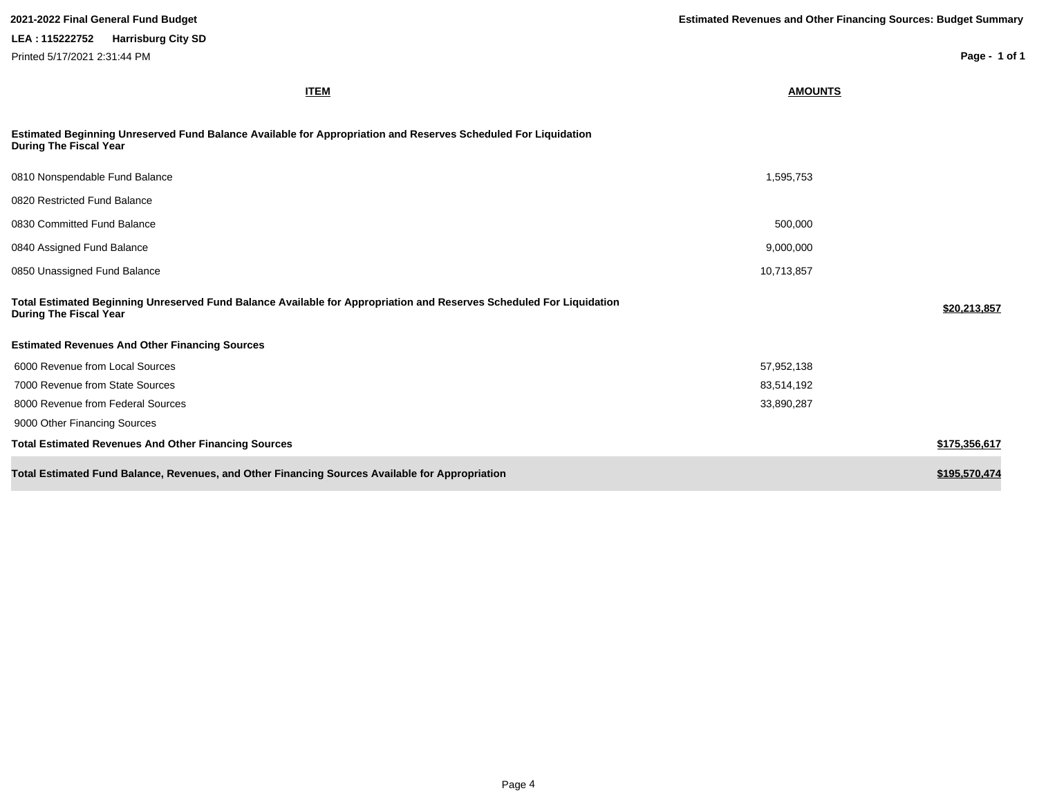2021-2022 Final General Fund Budget

**Estimated Revenues and Other Financing Sources: Budget Summary**

**LEA : 115222752 Harrisburg City SD**

Printed 5/17/2021 2:31:44 PM

| ITEM | AMOUNTS | |
|---|---|---|
| **Estimated Beginning Unreserved Fund Balance Available for Appropriation and Reserves Scheduled For Liquidation During The Fiscal Year** | | |
| 0810 Nonspendable Fund Balance | 1,595,753 | |
| 0820 Restricted Fund Balance | | |
| 0830 Committed Fund Balance | 500,000 | |
| 0840 Assigned Fund Balance | 9,000,000 | |
| 0850 Unassigned Fund Balance | 10,713,857 | |
| **Total Estimated Beginning Unreserved Fund Balance Available for Appropriation and Reserves Scheduled For Liquidation During The Fiscal Year** | | **$20,213,857** |
| **Estimated Revenues And Other Financing Sources** | | |
| 6000 Revenue from Local Sources | 57,952,138 | |
| 7000 Revenue from State Sources | 83,514,192 | |
| 8000 Revenue from Federal Sources | 33,890,287 | |
| 9000 Other Financing Sources | | |
| **Total Estimated Revenues And Other Financing Sources** | | **$175,356,617** |
| **Total Estimated Fund Balance, Revenues, and Other Financing Sources Available for Appropriation** | | **$195,570,474** |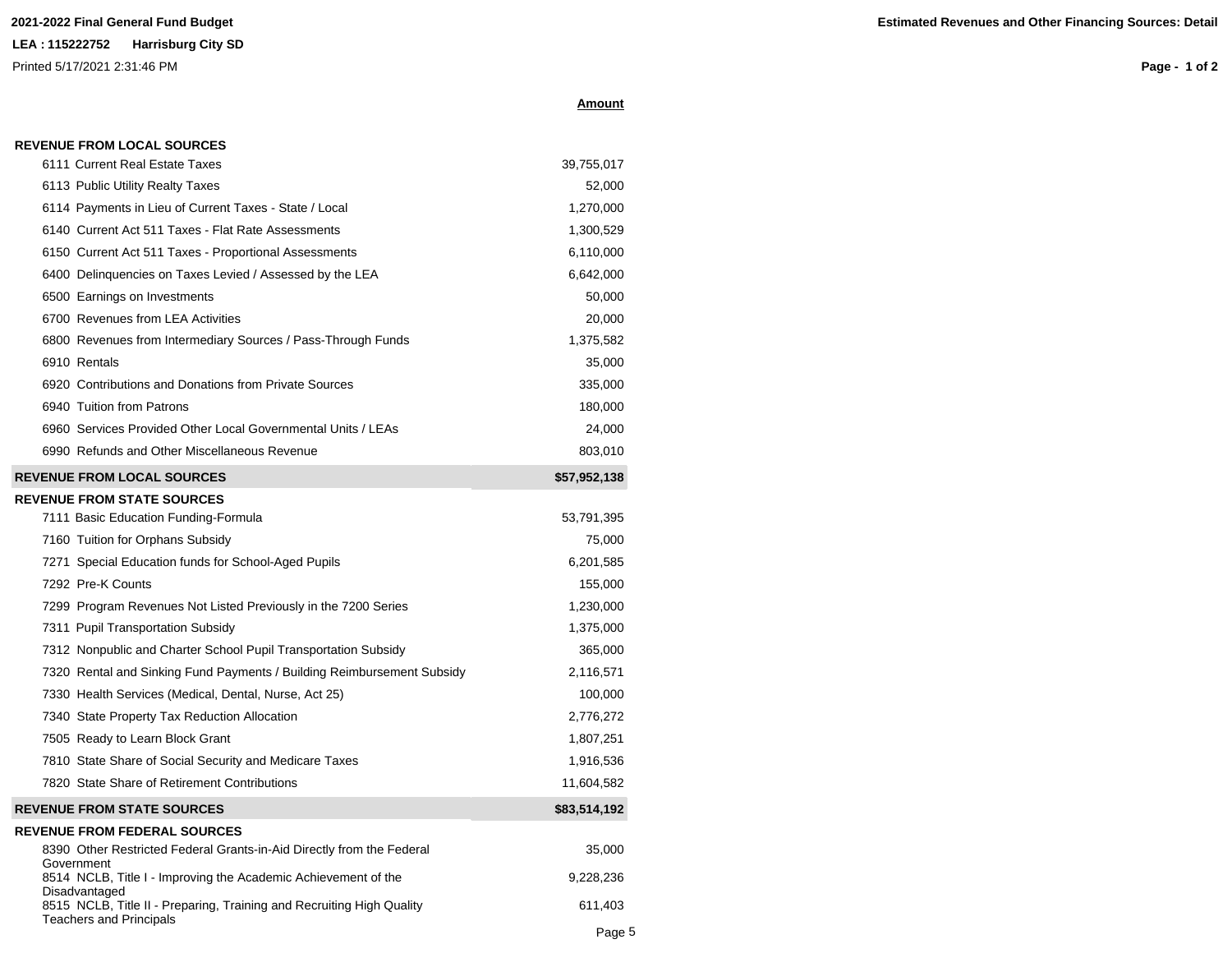**2021-2022 Final General Fund Budget**

**Estimated Revenues and Other Financing Sources: Detail**

**LEA : 115222752 Harrisburg City SD**

Printed 5/17/2021 2:31:46 PM

| | **Amount** |
|---|---|
| **REVENUE FROM LOCAL SOURCES** | |
| 6111 Current Real Estate Taxes | 39,755,017 |
| 6113 Public Utility Realty Taxes | 52,000 |
| 6114 Payments in Lieu of Current Taxes - State / Local | 1,270,000 |
| 6140 Current Act 511 Taxes - Flat Rate Assessments | 1,300,529 |
| 6150 Current Act 511 Taxes - Proportional Assessments | 6,110,000 |
| 6400 Delinquencies on Taxes Levied / Assessed by the LEA | 6,642,000 |
| 6500 Earnings on Investments | 50,000 |
| 6700 Revenues from LEA Activities | 20,000 |
| 6800 Revenues from Intermediary Sources / Pass-Through Funds | 1,375,582 |
| 6910 Rentals | 35,000 |
| 6920 Contributions and Donations from Private Sources | 335,000 |
| 6940 Tuition from Patrons | 180,000 |
| 6960 Services Provided Other Local Governmental Units / LEAs | 24,000 |
| 6990 Refunds and Other Miscellaneous Revenue | 803,010 |
| **REVENUE FROM LOCAL SOURCES** | **$57,952,138** |
| **REVENUE FROM STATE SOURCES** | |
| 7111 Basic Education Funding-Formula | 53,791,395 |
| 7160 Tuition for Orphans Subsidy | 75,000 |
| 7271 Special Education funds for School-Aged Pupils | 6,201,585 |
| 7292 Pre-K Counts | 155,000 |
| 7299 Program Revenues Not Listed Previously in the 7200 Series | 1,230,000 |
| 7311 Pupil Transportation Subsidy | 1,375,000 |
| 7312 Nonpublic and Charter School Pupil Transportation Subsidy | 365,000 |
| 7320 Rental and Sinking Fund Payments / Building Reimbursement Subsidy | 2,116,571 |
| 7330 Health Services (Medical, Dental, Nurse, Act 25) | 100,000 |
| 7340 State Property Tax Reduction Allocation | 2,776,272 |
| 7505 Ready to Learn Block Grant | 1,807,251 |
| 7810 State Share of Social Security and Medicare Taxes | 1,916,536 |
| 7820 State Share of Retirement Contributions | 11,604,582 |
| **REVENUE FROM STATE SOURCES** | **$83,514,192** |
| **REVENUE FROM FEDERAL SOURCES** | |
| 8390 Other Restricted Federal Grants-in-Aid Directly from the Federal Government | 35,000 |
| 8514 NCLB, Title I - Improving the Academic Achievement of the Disadvantaged | 9,228,236 |
| 8515 NCLB, Title II - Preparing, Training and Recruiting High Quality Teachers and Principals | 611,403 |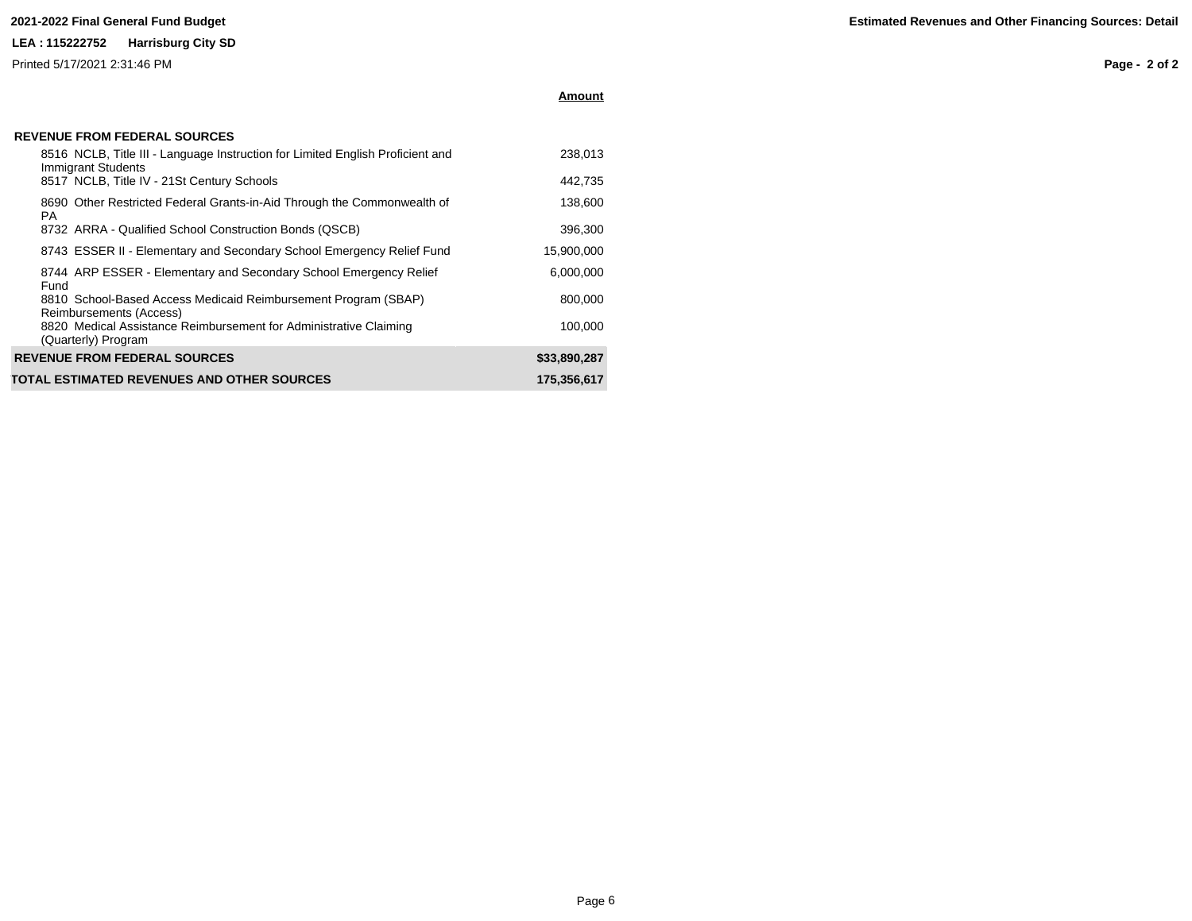| | Amount |
|---|---|
| **REVENUE FROM FEDERAL SOURCES** | |
| 8516 NCLB, Title III - Language Instruction for Limited English Proficient and Immigrant Students | 238,013 |
| 8517 NCLB, Title IV - 21St Century Schools | 442,735 |
| 8690 Other Restricted Federal Grants-in-Aid Through the Commonwealth of PA | 138,600 |
| 8732 ARRA - Qualified School Construction Bonds (QSCB) | 396,300 |
| 8743 ESSER II - Elementary and Secondary School Emergency Relief Fund | 15,900,000 |
| 8744 ARP ESSER - Elementary and Secondary School Emergency Relief Fund | 6,000,000 |
| 8810 School-Based Access Medicaid Reimbursement Program (SBAP) Reimbursements (Access) | 800,000 |
| 8820 Medical Assistance Reimbursement for Administrative Claiming (Quarterly) Program | 100,000 |
| **REVENUE FROM FEDERAL SOURCES** | **$33,890,287** |
| **TOTAL ESTIMATED REVENUES AND OTHER SOURCES** | **175,356,617** |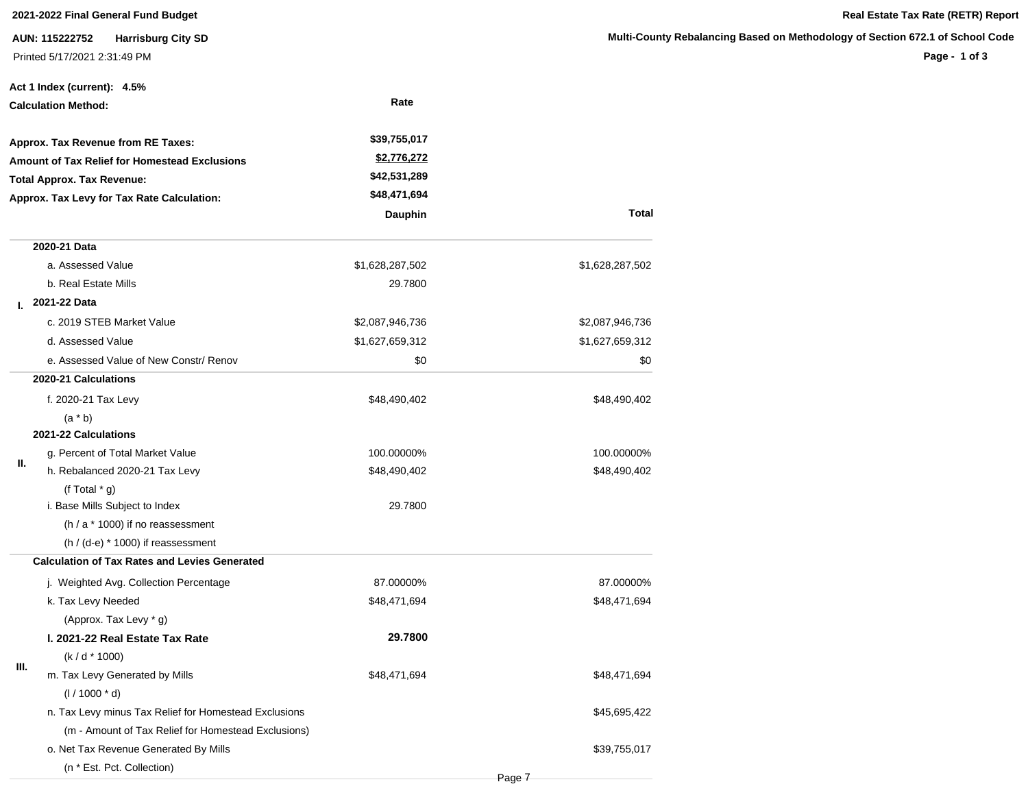**2021-2022 Final General Fund Budget**

**Real Estate Tax Rate (RETR) Report**

**AUN: 115222752 Harrisburg City SD**

**Multi-County Rebalancing Based on Methodology of Section 672.1 of School Code**

Printed 5/17/2021 2:31:49 PM

**Act 1 Index (current): 4.5%**

**Calculation Method:** Rate

| | |
|---|---|
| **Approx. Tax Revenue from RE Taxes:** | $39,755,017 |
| **Amount of Tax Relief for Homestead Exclusions** | $2,776,272 |
| **Total Approx. Tax Revenue:** | $42,531,289 |
| **Approx. Tax Levy for Tax Rate Calculation:** | $48,471,694 |

| | | Dauphin | Total |
|---|---|---|---|
| I. | **2020-21 Data** | | |
| | a. Assessed Value | $1,628,287,502 | $1,628,287,502 |
| | b. Real Estate Mills | 29.7800 | |
| | **2021-22 Data** | | |
| | c. 2019 STEB Market Value | $2,087,946,736 | $2,087,946,736 |
| | d. Assessed Value | $1,627,659,312 | $1,627,659,312 |
| | e. Assessed Value of New Constr/ Renov | $0 | $0 |
| II. | **2020-21 Calculations** | | |
| | f. 2020-21 Tax Levy (a * b) | $48,490,402 | $48,490,402 |
| | **2021-22 Calculations** | | |
| | g. Percent of Total Market Value | 100.00000% | 100.00000% |
| | h. Rebalanced 2020-21 Tax Levy (f Total * g) | $48,490,402 | $48,490,402 |
| | i. Base Mills Subject to Index (h / a * 1000) if no reassessment (h / (d-e) * 1000) if reassessment | 29.7800 | |
| III. | **Calculation of Tax Rates and Levies Generated** | | |
| | j. Weighted Avg. Collection Percentage | 87.00000% | 87.00000% |
| | k. Tax Levy Needed (Approx. Tax Levy * g) | $48,471,694 | $48,471,694 |
| | **l. 2021-22 Real Estate Tax Rate** (k / d * 1000) | **29.7800** | |
| | m. Tax Levy Generated by Mills (l / 1000 * d) | $48,471,694 | $48,471,694 |
| | n. Tax Levy minus Tax Relief for Homestead Exclusions (m - Amount of Tax Relief for Homestead Exclusions) | | $45,695,422 |
| | o. Net Tax Revenue Generated By Mills (n * Est. Pct. Collection) | | $39,755,017 |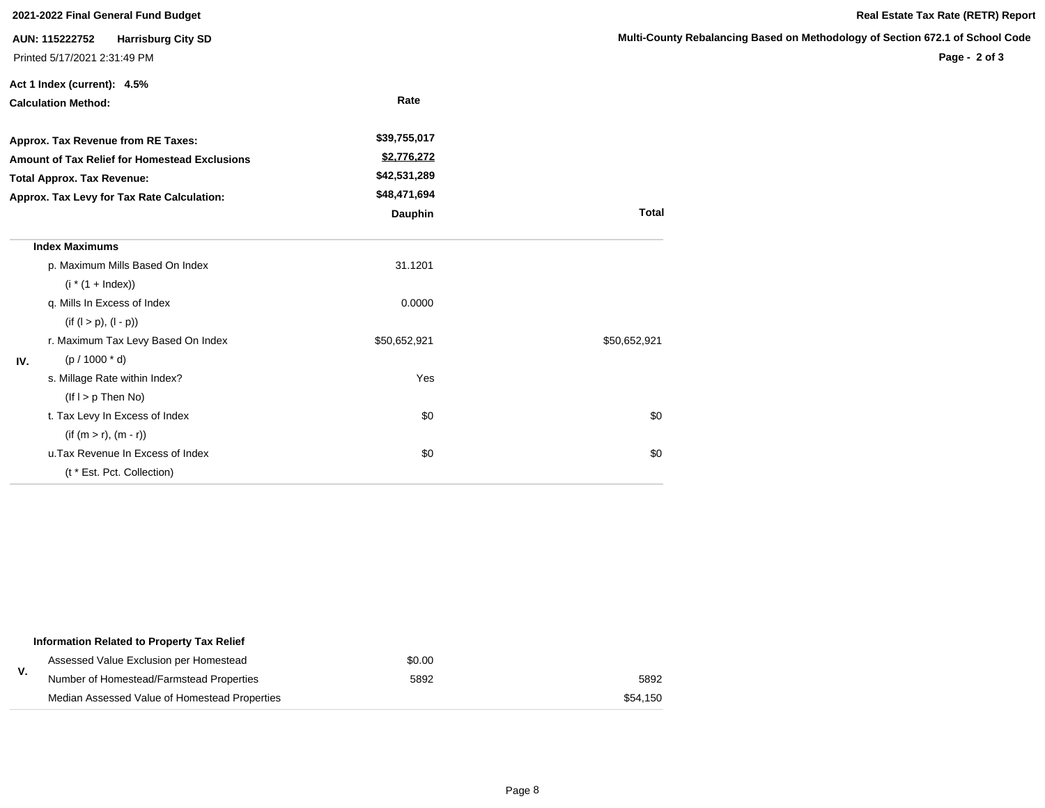**2021-2022 Final General Fund Budget**

**Real Estate Tax Rate (RETR) Report**

**AUN: 115222752 Harrisburg City SD**

**Multi-County Rebalancing Based on Methodology of Section 672.1 of School Code**

Printed 5/17/2021 2:31:49 PM

**Act 1 Index (current): 4.5%**

| **Calculation Method:** | **Rate** | |
|---|---|---|
| **Approx. Tax Revenue from RE Taxes:** | **\$39,755,017** | |
| **Amount of Tax Relief for Homestead Exclusions** | **\$2,776,272** | |
| **Total Approx. Tax Revenue:** | **\$42,531,289** | |
| **Approx. Tax Levy for Tax Rate Calculation:** | **\$48,471,694** | |
| | **Dauphin** | **Total** |

| | | Dauphin | Total |
|---|---|---|---|
| IV. | **Index Maximums** | | |
| | p. Maximum Mills Based On Index (i * (1 + Index)) | 31.1201 | |
| | q. Mills In Excess of Index (if (l > p), (l - p)) | 0.0000 | |
| | r. Maximum Tax Levy Based On Index (p / 1000 * d) | \$50,652,921 | \$50,652,921 |
| | s. Millage Rate within Index? (If l > p Then No) | Yes | |
| | t. Tax Levy In Excess of Index (if (m > r), (m - r)) | \$0 | \$0 |
| | u.Tax Revenue In Excess of Index (t * Est. Pct. Collection) | \$0 | \$0 |

| | | Dauphin | Total |
|---|---|---|---|
| V. | **Information Related to Property Tax Relief** | | |
| | Assessed Value Exclusion per Homestead | \$0.00 | |
| | Number of Homestead/Farmstead Properties | 5892 | 5892 |
| | Median Assessed Value of Homestead Properties | | \$54,150 |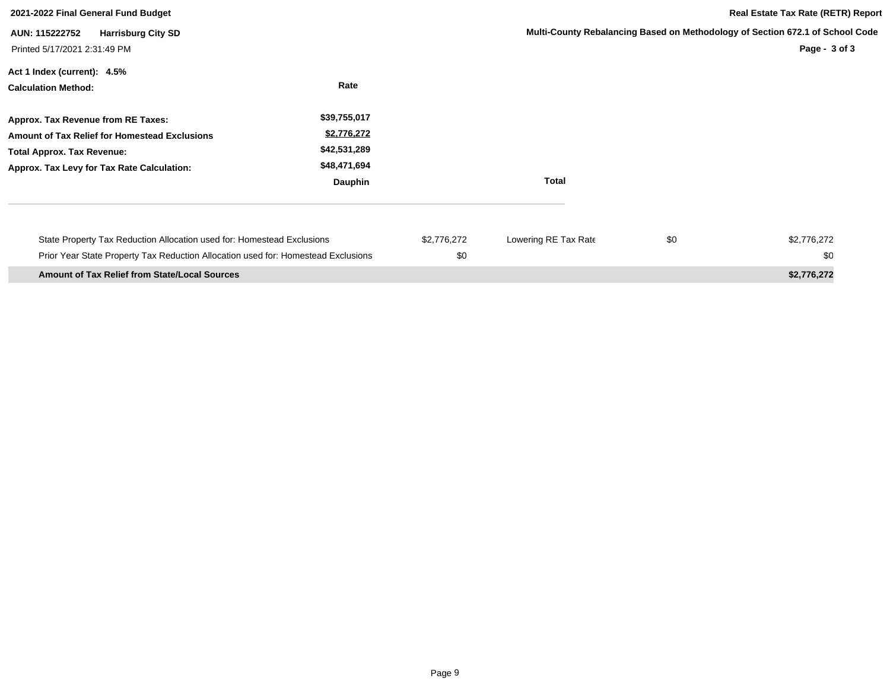**2021-2022 Final General Fund Budget**

**Real Estate Tax Rate (RETR) Report**

**AUN: 115222752 Harrisburg City SD**

**Multi-County Rebalancing Based on Methodology of Section 672.1 of School Code**

Printed 5/17/2021 2:31:49 PM

**Act 1 Index (current): 4.5%**

| **Calculation Method:** | **Rate** |
|---|---|
| **Approx. Tax Revenue from RE Taxes:** | $39,755,017 |
| **Amount of Tax Relief for Homestead Exclusions** | $2,776,272 |
| **Total Approx. Tax Revenue:** | $42,531,289 |
| **Approx. Tax Levy for Tax Rate Calculation:** | $48,471,694 |

| | **Dauphin** | | | **Total** |
|---|---|---|---|---|
| State Property Tax Reduction Allocation used for: Homestead Exclusions | $2,776,272 | Lowering RE Tax Rate | $0 | $2,776,272 |
| Prior Year State Property Tax Reduction Allocation used for: Homestead Exclusions | $0 | | | $0 |
| **Amount of Tax Relief from State/Local Sources** | | | | **$2,776,272** |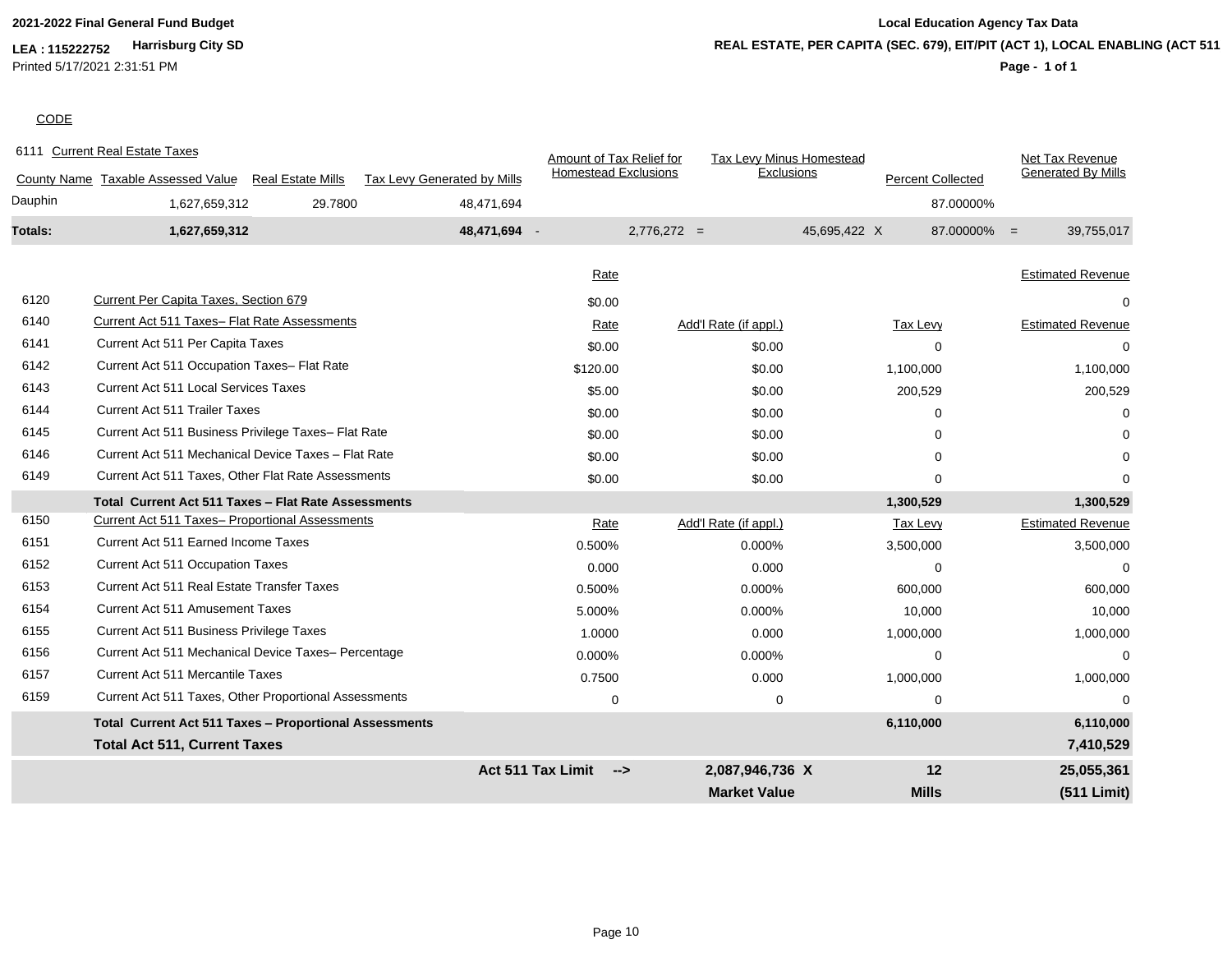**2021-2022 Final General Fund Budget**

**LEA : 115222752** **Harrisburg City SD**

Printed 5/17/2021 2:31:51 PM

**Local Education Agency Tax Data**

**REAL ESTATE, PER CAPITA (SEC. 679), EIT/PIT (ACT 1), LOCAL ENABLING (ACT 511**

CODE

6111 Current Real Estate Taxes

| County Name | Taxable Assessed Value | Real Estate Mills | Tax Levy Generated by Mills | | Amount of Tax Relief for Homestead Exclusions | | Tax Levy Minus Homestead Exclusions | | Percent Collected | | Net Tax Revenue Generated By Mills |
|---|---|---|---|---|---|---|---|---|---|---|---|
| Dauphin | 1,627,659,312 | 29.7800 | 48,471,694 | | | | | | 87.00000% | | |
| **Totals:** | **1,627,659,312** | | **48,471,694** | - | 2,776,272 | = | 45,695,422 | X | 87.00000% | = | 39,755,017 |

| Code | Description | Rate | Add'l Rate (if appl.) | Tax Levy | Estimated Revenue |
|---|---|---|---|---|---|
| 6120 | Current Per Capita Taxes, Section 679 | $0.00 | | | 0 |
| 6140 | Current Act 511 Taxes– Flat Rate Assessments | Rate | Add'l Rate (if appl.) | Tax Levy | Estimated Revenue |
| 6141 | Current Act 511 Per Capita Taxes | $0.00 | $0.00 | 0 | 0 |
| 6142 | Current Act 511 Occupation Taxes– Flat Rate | $120.00 | $0.00 | 1,100,000 | 1,100,000 |
| 6143 | Current Act 511 Local Services Taxes | $5.00 | $0.00 | 200,529 | 200,529 |
| 6144 | Current Act 511 Trailer Taxes | $0.00 | $0.00 | 0 | 0 |
| 6145 | Current Act 511 Business Privilege Taxes– Flat Rate | $0.00 | $0.00 | 0 | 0 |
| 6146 | Current Act 511 Mechanical Device Taxes – Flat Rate | $0.00 | $0.00 | 0 | 0 |
| 6149 | Current Act 511 Taxes, Other Flat Rate Assessments | $0.00 | $0.00 | 0 | 0 |
| | **Total Current Act 511 Taxes – Flat Rate Assessments** | | | **1,300,529** | **1,300,529** |
| 6150 | Current Act 511 Taxes– Proportional Assessments | Rate | Add'l Rate (if appl.) | Tax Levy | Estimated Revenue |
| 6151 | Current Act 511 Earned Income Taxes | 0.500% | 0.000% | 3,500,000 | 3,500,000 |
| 6152 | Current Act 511 Occupation Taxes | 0.000 | 0.000 | 0 | 0 |
| 6153 | Current Act 511 Real Estate Transfer Taxes | 0.500% | 0.000% | 600,000 | 600,000 |
| 6154 | Current Act 511 Amusement Taxes | 5.000% | 0.000% | 10,000 | 10,000 |
| 6155 | Current Act 511 Business Privilege Taxes | 1.0000 | 0.000 | 1,000,000 | 1,000,000 |
| 6156 | Current Act 511 Mechanical Device Taxes– Percentage | 0.000% | 0.000% | 0 | 0 |
| 6157 | Current Act 511 Mercantile Taxes | 0.7500 | 0.000 | 1,000,000 | 1,000,000 |
| 6159 | Current Act 511 Taxes, Other Proportional Assessments | 0 | 0 | 0 | 0 |
| | **Total Current Act 511 Taxes – Proportional Assessments** | | | **6,110,000** | **6,110,000** |
| | **Total Act 511, Current Taxes** | | | | **7,410,529** |
| | | **Act 511 Tax Limit -->** | **2,087,946,736 X** | **12** | **25,055,361** |
| | | | **Market Value** | **Mills** | **(511 Limit)** |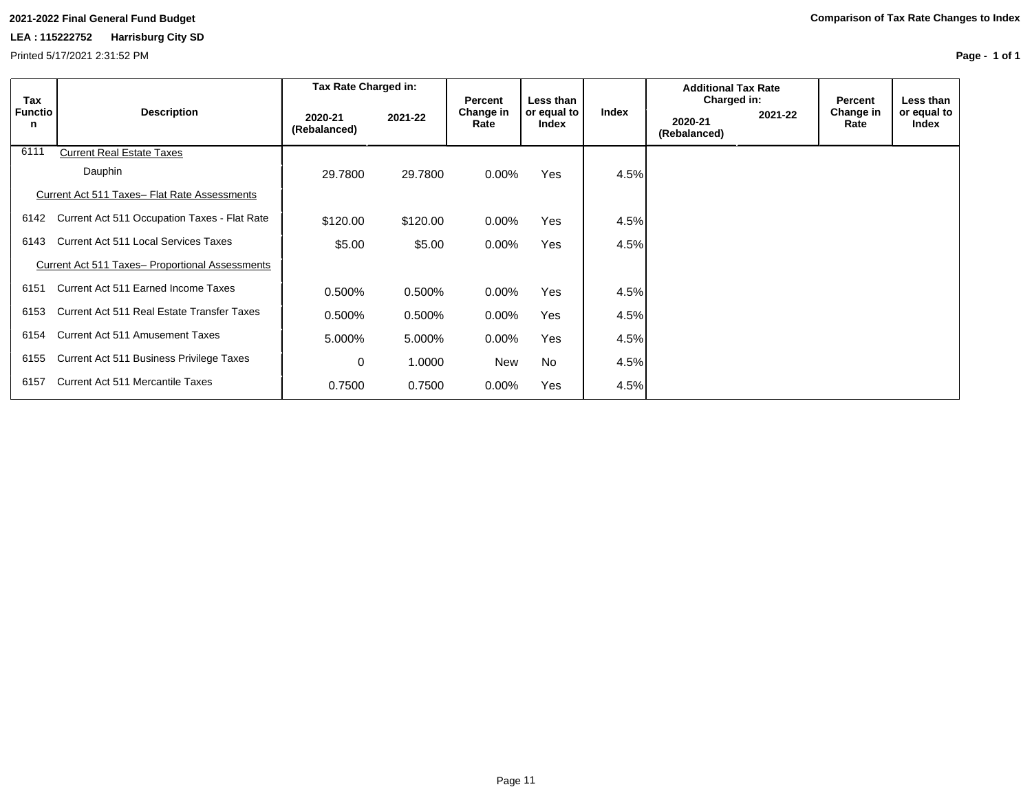**2021-2022 Final General Fund Budget**

**LEA : 115222752 Harrisburg City SD**

Printed 5/17/2021 2:31:52 PM

**Comparison of Tax Rate Changes to Index**

| Tax Function | Description | Tax Rate Charged in: 2020-21 (Rebalanced) | Tax Rate Charged in: 2021-22 | Percent Change in Rate | Less than or equal to Index | Index | Additional Tax Rate Charged in: 2020-21 (Rebalanced) | Additional Tax Rate Charged in: 2021-22 | Percent Change in Rate | Less than or equal to Index |
|---|---|---|---|---|---|---|---|---|---|---|
| 6111 | Current Real Estate Taxes | | | | | | | | | |
| | Dauphin | 29.7800 | 29.7800 | 0.00% | Yes | 4.5% | | | | |
| | Current Act 511 Taxes– Flat Rate Assessments | | | | | | | | | |
| 6142 | Current Act 511 Occupation Taxes - Flat Rate | $120.00 | $120.00 | 0.00% | Yes | 4.5% | | | | |
| 6143 | Current Act 511 Local Services Taxes | $5.00 | $5.00 | 0.00% | Yes | 4.5% | | | | |
| | Current Act 511 Taxes– Proportional Assessments | | | | | | | | | |
| 6151 | Current Act 511 Earned Income Taxes | 0.500% | 0.500% | 0.00% | Yes | 4.5% | | | | |
| 6153 | Current Act 511 Real Estate Transfer Taxes | 0.500% | 0.500% | 0.00% | Yes | 4.5% | | | | |
| 6154 | Current Act 511 Amusement Taxes | 5.000% | 5.000% | 0.00% | Yes | 4.5% | | | | |
| 6155 | Current Act 511 Business Privilege Taxes | 0 | 1.0000 | New | No | 4.5% | | | | |
| 6157 | Current Act 511 Mercantile Taxes | 0.7500 | 0.7500 | 0.00% | Yes | 4.5% | | | | |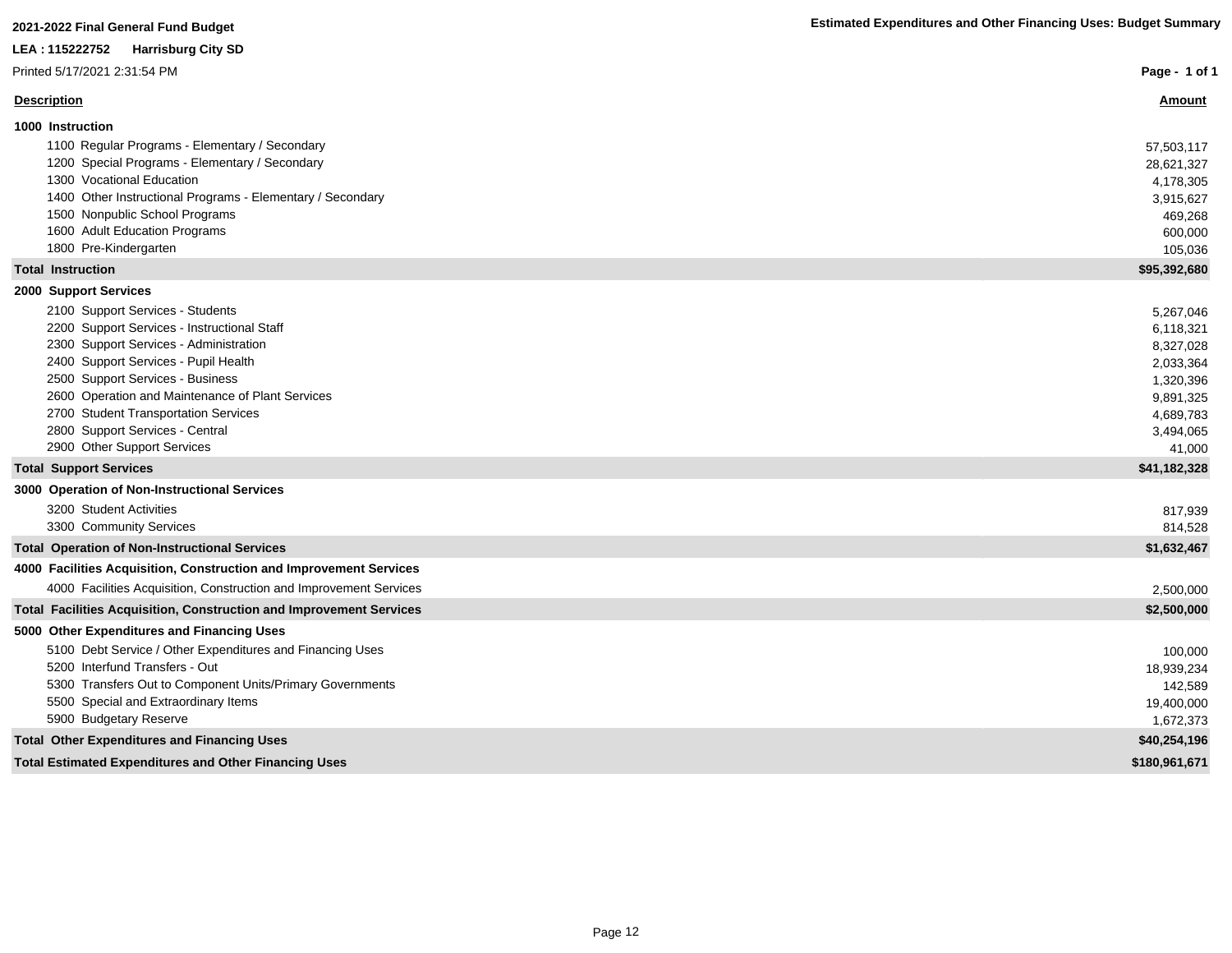**2021-2022 Final General Fund Budget**

**LEA : 115222752 Harrisburg City SD**

Printed 5/17/2021 2:31:54 PM

**Estimated Expenditures and Other Financing Uses: Budget Summary**

| Description | Amount |
|---|---|
| **1000 Instruction** | |
| 1100 Regular Programs - Elementary / Secondary | 57,503,117 |
| 1200 Special Programs - Elementary / Secondary | 28,621,327 |
| 1300 Vocational Education | 4,178,305 |
| 1400 Other Instructional Programs - Elementary / Secondary | 3,915,627 |
| 1500 Nonpublic School Programs | 469,268 |
| 1600 Adult Education Programs | 600,000 |
| 1800 Pre-Kindergarten | 105,036 |
| **Total Instruction** | **$95,392,680** |
| **2000 Support Services** | |
| 2100 Support Services - Students | 5,267,046 |
| 2200 Support Services - Instructional Staff | 6,118,321 |
| 2300 Support Services - Administration | 8,327,028 |
| 2400 Support Services - Pupil Health | 2,033,364 |
| 2500 Support Services - Business | 1,320,396 |
| 2600 Operation and Maintenance of Plant Services | 9,891,325 |
| 2700 Student Transportation Services | 4,689,783 |
| 2800 Support Services - Central | 3,494,065 |
| 2900 Other Support Services | 41,000 |
| **Total Support Services** | **$41,182,328** |
| **3000 Operation of Non-Instructional Services** | |
| 3200 Student Activities | 817,939 |
| 3300 Community Services | 814,528 |
| **Total Operation of Non-Instructional Services** | **$1,632,467** |
| **4000 Facilities Acquisition, Construction and Improvement Services** | |
| 4000 Facilities Acquisition, Construction and Improvement Services | 2,500,000 |
| **Total Facilities Acquisition, Construction and Improvement Services** | **$2,500,000** |
| **5000 Other Expenditures and Financing Uses** | |
| 5100 Debt Service / Other Expenditures and Financing Uses | 100,000 |
| 5200 Interfund Transfers - Out | 18,939,234 |
| 5300 Transfers Out to Component Units/Primary Governments | 142,589 |
| 5500 Special and Extraordinary Items | 19,400,000 |
| 5900 Budgetary Reserve | 1,672,373 |
| **Total Other Expenditures and Financing Uses** | **$40,254,196** |
| **Total Estimated Expenditures and Other Financing Uses** | **$180,961,671** |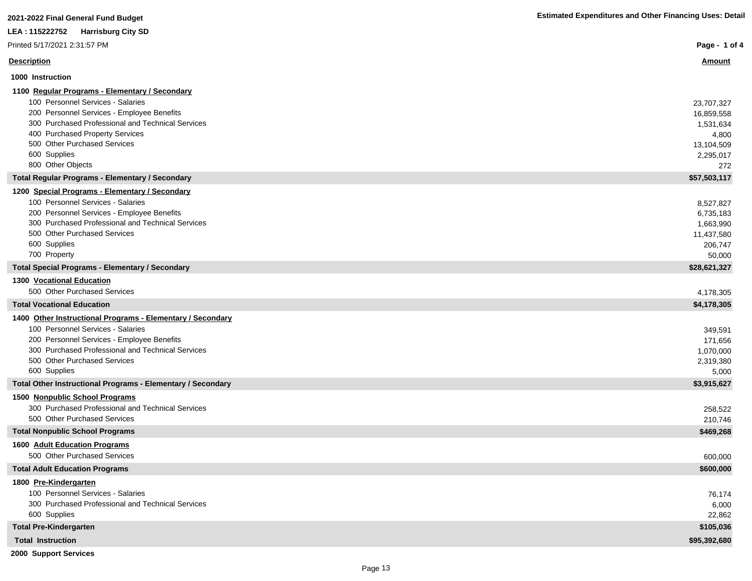**2021-2022 Final General Fund Budget**

**Estimated Expenditures and Other Financing Uses: Detail**

**LEA : 115222752 Harrisburg City SD**

Printed 5/17/2021 2:31:57 PM

| Description | Amount |
|---|---|
| **1000 Instruction** | |
| **1100 Regular Programs - Elementary / Secondary** | |
| 100 Personnel Services - Salaries | 23,707,327 |
| 200 Personnel Services - Employee Benefits | 16,859,558 |
| 300 Purchased Professional and Technical Services | 1,531,634 |
| 400 Purchased Property Services | 4,800 |
| 500 Other Purchased Services | 13,104,509 |
| 600 Supplies | 2,295,017 |
| 800 Other Objects | 272 |
| **Total Regular Programs - Elementary / Secondary** | **$57,503,117** |
| **1200 Special Programs - Elementary / Secondary** | |
| 100 Personnel Services - Salaries | 8,527,827 |
| 200 Personnel Services - Employee Benefits | 6,735,183 |
| 300 Purchased Professional and Technical Services | 1,663,990 |
| 500 Other Purchased Services | 11,437,580 |
| 600 Supplies | 206,747 |
| 700 Property | 50,000 |
| **Total Special Programs - Elementary / Secondary** | **$28,621,327** |
| **1300 Vocational Education** | |
| 500 Other Purchased Services | 4,178,305 |
| **Total Vocational Education** | **$4,178,305** |
| **1400 Other Instructional Programs - Elementary / Secondary** | |
| 100 Personnel Services - Salaries | 349,591 |
| 200 Personnel Services - Employee Benefits | 171,656 |
| 300 Purchased Professional and Technical Services | 1,070,000 |
| 500 Other Purchased Services | 2,319,380 |
| 600 Supplies | 5,000 |
| **Total Other Instructional Programs - Elementary / Secondary** | **$3,915,627** |
| **1500 Nonpublic School Programs** | |
| 300 Purchased Professional and Technical Services | 258,522 |
| 500 Other Purchased Services | 210,746 |
| **Total Nonpublic School Programs** | **$469,268** |
| **1600 Adult Education Programs** | |
| 500 Other Purchased Services | 600,000 |
| **Total Adult Education Programs** | **$600,000** |
| **1800 Pre-Kindergarten** | |
| 100 Personnel Services - Salaries | 76,174 |
| 300 Purchased Professional and Technical Services | 6,000 |
| 600 Supplies | 22,862 |
| **Total Pre-Kindergarten** | **$105,036** |
| **Total Instruction** | **$95,392,680** |
| **2000 Support Services** | |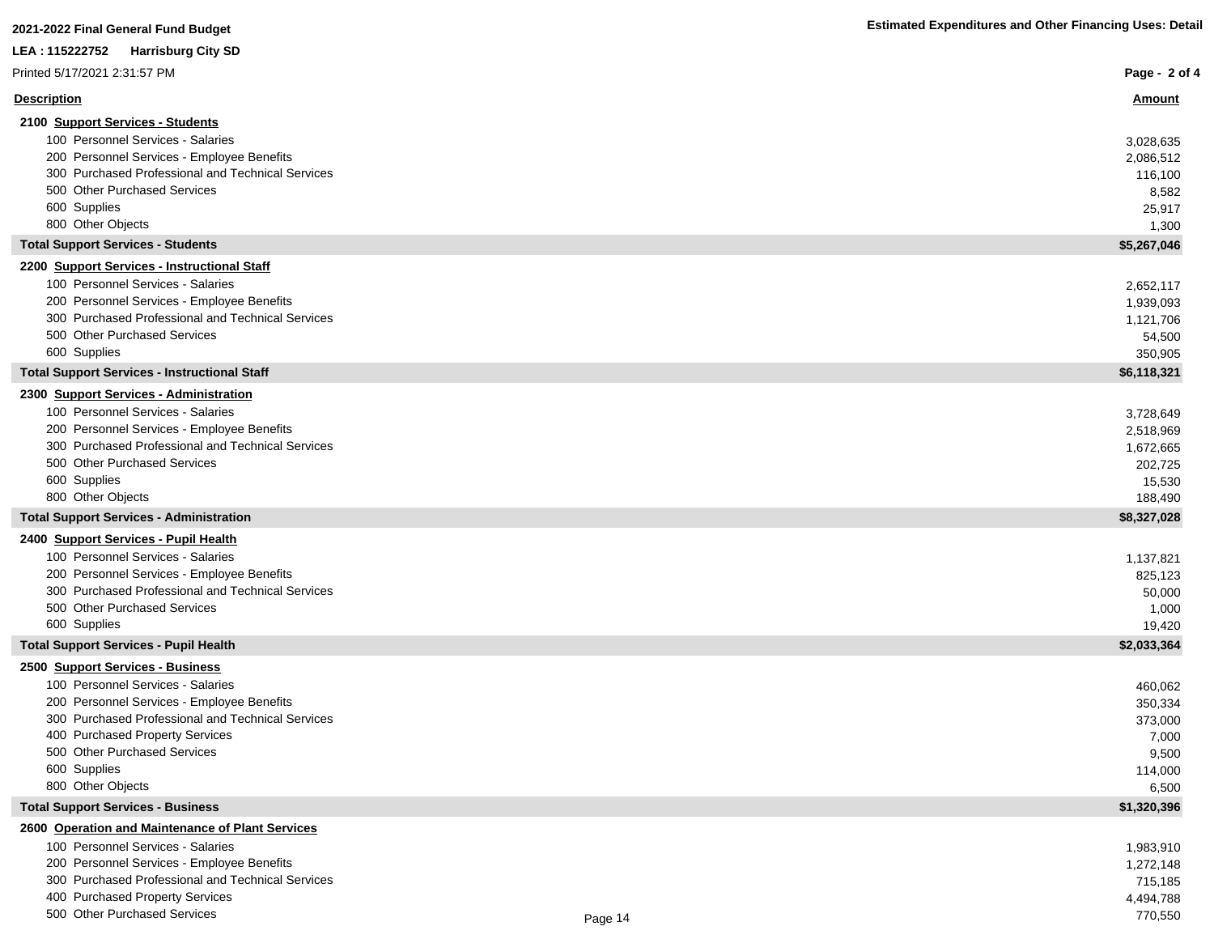**2021-2022 Final General Fund Budget**

**Estimated Expenditures and Other Financing Uses: Detail**

**LEA : 115222752 Harrisburg City SD**

Printed 5/17/2021 2:31:57 PM

| Description | Amount |
|---|---|
| **2100 Support Services - Students** | |
| 100 Personnel Services - Salaries | 3,028,635 |
| 200 Personnel Services - Employee Benefits | 2,086,512 |
| 300 Purchased Professional and Technical Services | 116,100 |
| 500 Other Purchased Services | 8,582 |
| 600 Supplies | 25,917 |
| 800 Other Objects | 1,300 |
| **Total Support Services - Students** | **$5,267,046** |
| **2200 Support Services - Instructional Staff** | |
| 100 Personnel Services - Salaries | 2,652,117 |
| 200 Personnel Services - Employee Benefits | 1,939,093 |
| 300 Purchased Professional and Technical Services | 1,121,706 |
| 500 Other Purchased Services | 54,500 |
| 600 Supplies | 350,905 |
| **Total Support Services - Instructional Staff** | **$6,118,321** |
| **2300 Support Services - Administration** | |
| 100 Personnel Services - Salaries | 3,728,649 |
| 200 Personnel Services - Employee Benefits | 2,518,969 |
| 300 Purchased Professional and Technical Services | 1,672,665 |
| 500 Other Purchased Services | 202,725 |
| 600 Supplies | 15,530 |
| 800 Other Objects | 188,490 |
| **Total Support Services - Administration** | **$8,327,028** |
| **2400 Support Services - Pupil Health** | |
| 100 Personnel Services - Salaries | 1,137,821 |
| 200 Personnel Services - Employee Benefits | 825,123 |
| 300 Purchased Professional and Technical Services | 50,000 |
| 500 Other Purchased Services | 1,000 |
| 600 Supplies | 19,420 |
| **Total Support Services - Pupil Health** | **$2,033,364** |
| **2500 Support Services - Business** | |
| 100 Personnel Services - Salaries | 460,062 |
| 200 Personnel Services - Employee Benefits | 350,334 |
| 300 Purchased Professional and Technical Services | 373,000 |
| 400 Purchased Property Services | 7,000 |
| 500 Other Purchased Services | 9,500 |
| 600 Supplies | 114,000 |
| 800 Other Objects | 6,500 |
| **Total Support Services - Business** | **$1,320,396** |
| **2600 Operation and Maintenance of Plant Services** | |
| 100 Personnel Services - Salaries | 1,983,910 |
| 200 Personnel Services - Employee Benefits | 1,272,148 |
| 300 Purchased Professional and Technical Services | 715,185 |
| 400 Purchased Property Services | 4,494,788 |
| 500 Other Purchased Services | 770,550 |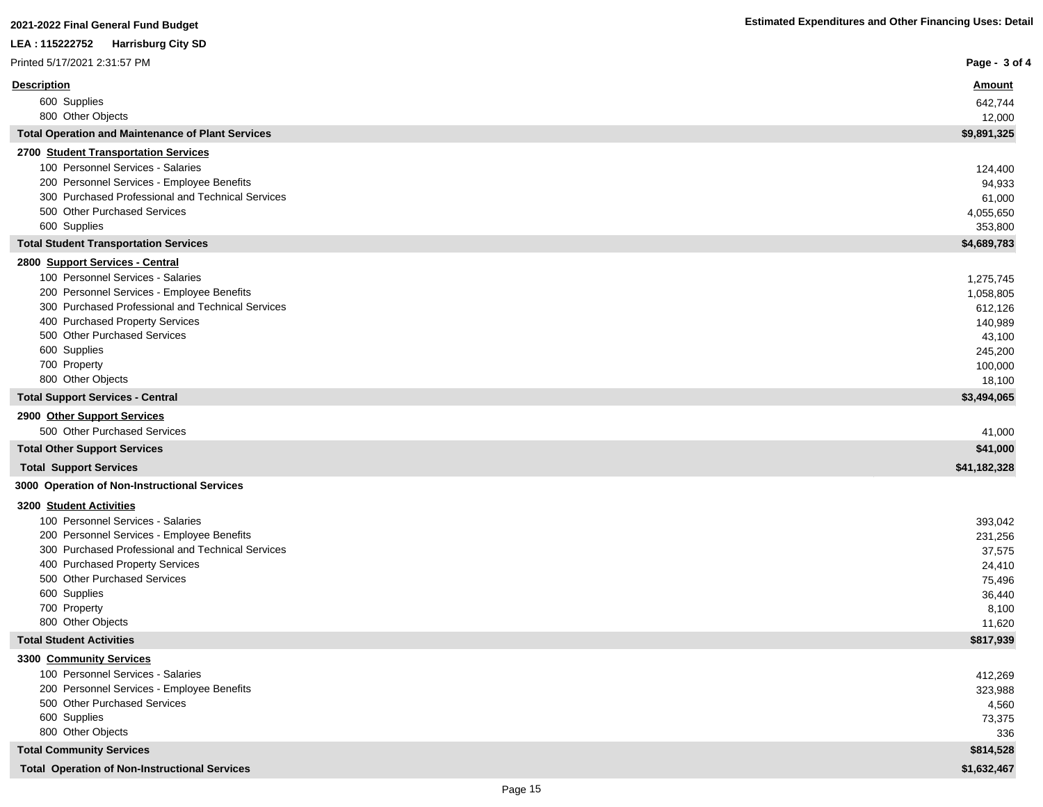| Description | Amount |
|---|---|
| 600 Supplies | 642,744 |
| 800 Other Objects | 12,000 |
| **Total Operation and Maintenance of Plant Services** | **$9,891,325** |
| **2700 Student Transportation Services** | |
| 100 Personnel Services - Salaries | 124,400 |
| 200 Personnel Services - Employee Benefits | 94,933 |
| 300 Purchased Professional and Technical Services | 61,000 |
| 500 Other Purchased Services | 4,055,650 |
| 600 Supplies | 353,800 |
| **Total Student Transportation Services** | **$4,689,783** |
| **2800 Support Services - Central** | |
| 100 Personnel Services - Salaries | 1,275,745 |
| 200 Personnel Services - Employee Benefits | 1,058,805 |
| 300 Purchased Professional and Technical Services | 612,126 |
| 400 Purchased Property Services | 140,989 |
| 500 Other Purchased Services | 43,100 |
| 600 Supplies | 245,200 |
| 700 Property | 100,000 |
| 800 Other Objects | 18,100 |
| **Total Support Services - Central** | **$3,494,065** |
| **2900 Other Support Services** | |
| 500 Other Purchased Services | 41,000 |
| **Total Other Support Services** | **$41,000** |
| **Total Support Services** | **$41,182,328** |
| **3000 Operation of Non-Instructional Services** | |
| **3200 Student Activities** | |
| 100 Personnel Services - Salaries | 393,042 |
| 200 Personnel Services - Employee Benefits | 231,256 |
| 300 Purchased Professional and Technical Services | 37,575 |
| 400 Purchased Property Services | 24,410 |
| 500 Other Purchased Services | 75,496 |
| 600 Supplies | 36,440 |
| 700 Property | 8,100 |
| 800 Other Objects | 11,620 |
| **Total Student Activities** | **$817,939** |
| **3300 Community Services** | |
| 100 Personnel Services - Salaries | 412,269 |
| 200 Personnel Services - Employee Benefits | 323,988 |
| 500 Other Purchased Services | 4,560 |
| 600 Supplies | 73,375 |
| 800 Other Objects | 336 |
| **Total Community Services** | **$814,528** |
| **Total Operation of Non-Instructional Services** | **$1,632,467** |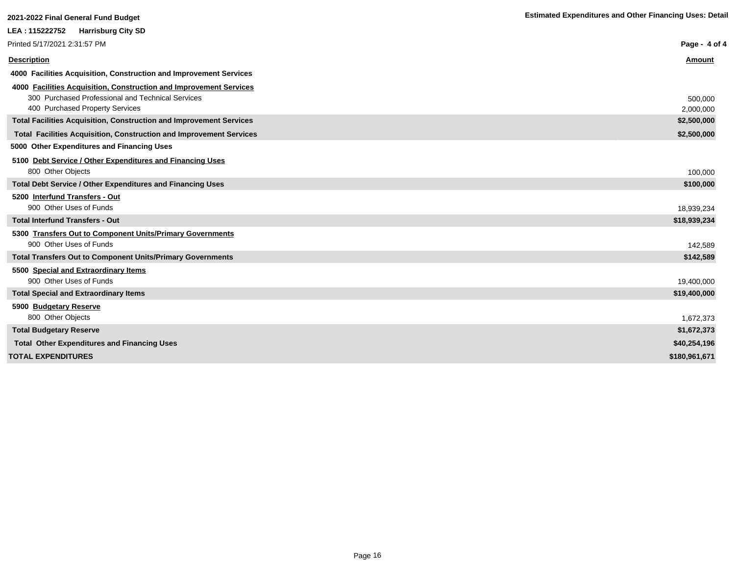**2021-2022 Final General Fund Budget**

**LEA : 115222752 Harrisburg City SD**

Printed 5/17/2021 2:31:57 PM

**Estimated Expenditures and Other Financing Uses: Detail**

| Description | Amount |
|---|---|
| **4000 Facilities Acquisition, Construction and Improvement Services** | |
| **4000 Facilities Acquisition, Construction and Improvement Services** | |
| 300 Purchased Professional and Technical Services | 500,000 |
| 400 Purchased Property Services | 2,000,000 |
| **Total Facilities Acquisition, Construction and Improvement Services** | **$2,500,000** |
| **Total Facilities Acquisition, Construction and Improvement Services** | **$2,500,000** |
| **5000 Other Expenditures and Financing Uses** | |
| **5100 Debt Service / Other Expenditures and Financing Uses** | |
| 800 Other Objects | 100,000 |
| **Total Debt Service / Other Expenditures and Financing Uses** | **$100,000** |
| **5200 Interfund Transfers - Out** | |
| 900 Other Uses of Funds | 18,939,234 |
| **Total Interfund Transfers - Out** | **$18,939,234** |
| **5300 Transfers Out to Component Units/Primary Governments** | |
| 900 Other Uses of Funds | 142,589 |
| **Total Transfers Out to Component Units/Primary Governments** | **$142,589** |
| **5500 Special and Extraordinary Items** | |
| 900 Other Uses of Funds | 19,400,000 |
| **Total Special and Extraordinary Items** | **$19,400,000** |
| **5900 Budgetary Reserve** | |
| 800 Other Objects | 1,672,373 |
| **Total Budgetary Reserve** | **$1,672,373** |
| **Total Other Expenditures and Financing Uses** | **$40,254,196** |
| **TOTAL EXPENDITURES** | **$180,961,671** |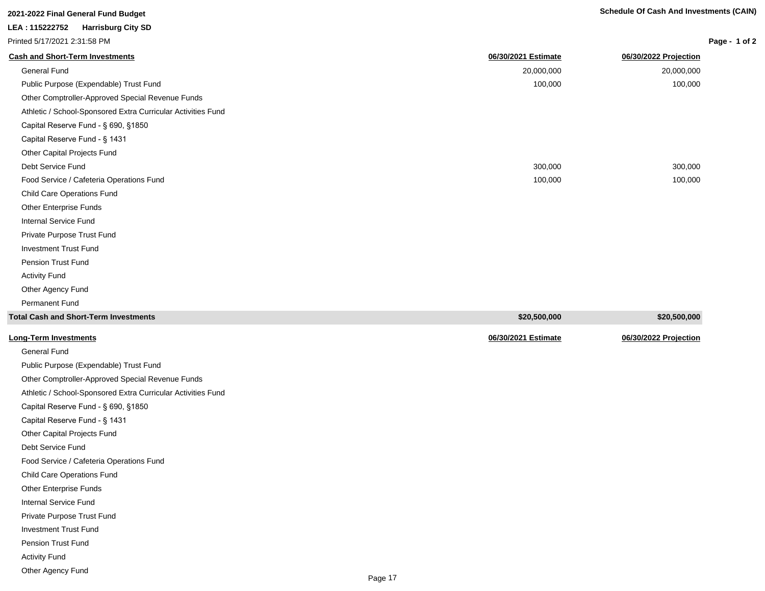**2021-2022 Final General Fund Budget**

**LEA : 115222752 Harrisburg City SD**

Printed 5/17/2021 2:31:58 PM

**Schedule Of Cash And Investments (CAIN)**

| **Cash and Short-Term Investments** | **06/30/2021 Estimate** | **06/30/2022 Projection** |
|---|---|---|
| General Fund | 20,000,000 | 20,000,000 |
| Public Purpose (Expendable) Trust Fund | 100,000 | 100,000 |
| Other Comptroller-Approved Special Revenue Funds | | |
| Athletic / School-Sponsored Extra Curricular Activities Fund | | |
| Capital Reserve Fund - § 690, §1850 | | |
| Capital Reserve Fund - § 1431 | | |
| Other Capital Projects Fund | | |
| Debt Service Fund | 300,000 | 300,000 |
| Food Service / Cafeteria Operations Fund | 100,000 | 100,000 |
| Child Care Operations Fund | | |
| Other Enterprise Funds | | |
| Internal Service Fund | | |
| Private Purpose Trust Fund | | |
| Investment Trust Fund | | |
| Pension Trust Fund | | |
| Activity Fund | | |
| Other Agency Fund | | |
| Permanent Fund | | |
| **Total Cash and Short-Term Investments** | **$20,500,000** | **$20,500,000** |

| **Long-Term Investments** | **06/30/2021 Estimate** | **06/30/2022 Projection** |
|---|---|---|
| General Fund | | |
| Public Purpose (Expendable) Trust Fund | | |
| Other Comptroller-Approved Special Revenue Funds | | |
| Athletic / School-Sponsored Extra Curricular Activities Fund | | |
| Capital Reserve Fund - § 690, §1850 | | |
| Capital Reserve Fund - § 1431 | | |
| Other Capital Projects Fund | | |
| Debt Service Fund | | |
| Food Service / Cafeteria Operations Fund | | |
| Child Care Operations Fund | | |
| Other Enterprise Funds | | |
| Internal Service Fund | | |
| Private Purpose Trust Fund | | |
| Investment Trust Fund | | |
| Pension Trust Fund | | |
| Activity Fund | | |
| Other Agency Fund | | |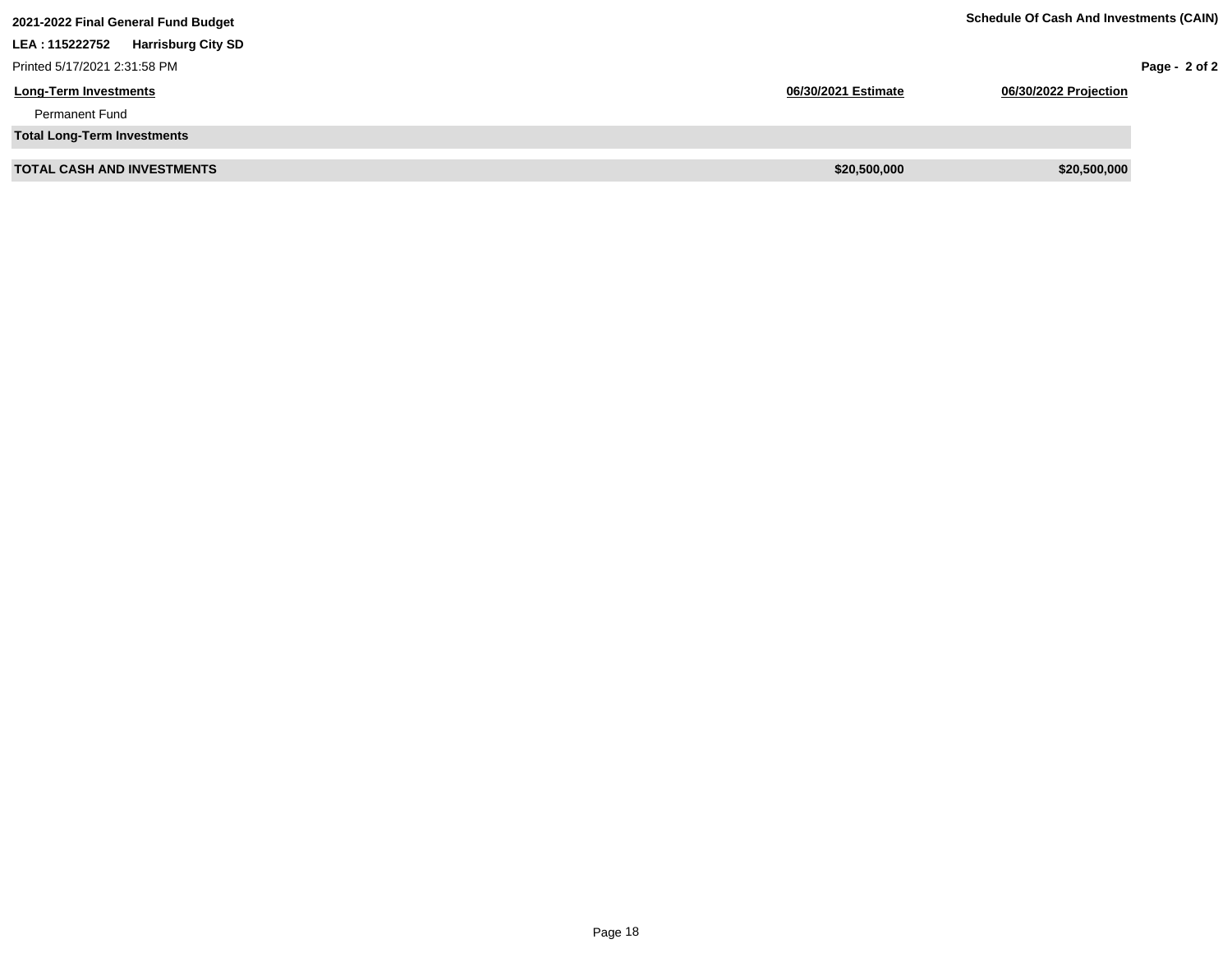**2021-2022 Final General Fund Budget**

**Schedule Of Cash And Investments (CAIN)**

**LEA : 115222752 Harrisburg City SD**

Printed 5/17/2021 2:31:58 PM

| Long-Term Investments | 06/30/2021 Estimate | 06/30/2022 Projection |
|---|---|---|
| Permanent Fund | | |
| **Total Long-Term Investments** | | |
| **TOTAL CASH AND INVESTMENTS** | **$20,500,000** | **$20,500,000** |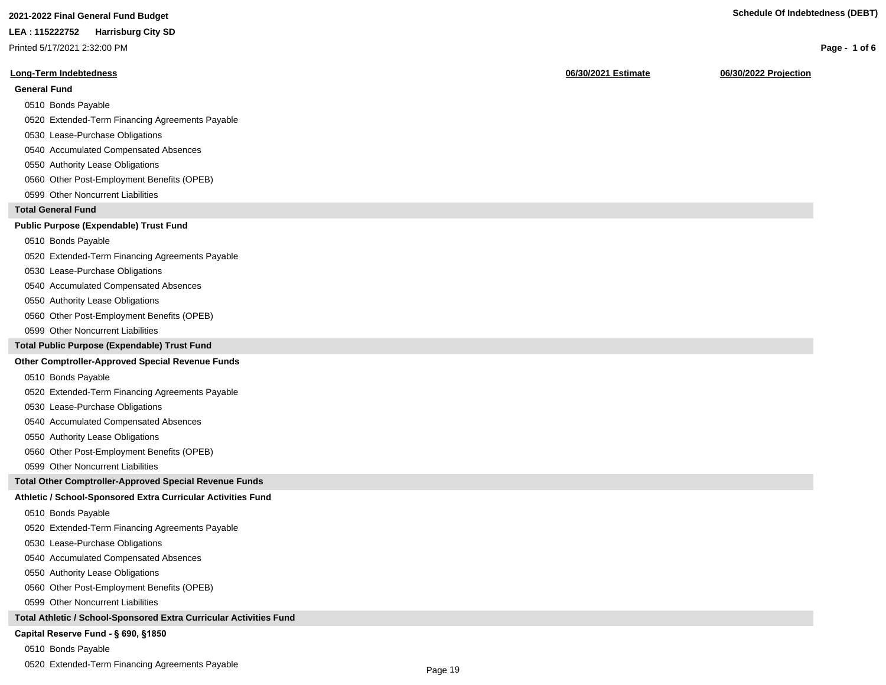2021-2022 Final General Fund Budget

LEA : 115222752 Harrisburg City SD

Printed 5/17/2021 2:32:00 PM

## Schedule Of Indebtedness (DEBT)

| Long-Term Indebtedness | 06/30/2021 Estimate | 06/30/2022 Projection |
|---|---|---|
| **General Fund** | | |
| 0510 Bonds Payable | | |
| 0520 Extended-Term Financing Agreements Payable | | |
| 0530 Lease-Purchase Obligations | | |
| 0540 Accumulated Compensated Absences | | |
| 0550 Authority Lease Obligations | | |
| 0560 Other Post-Employment Benefits (OPEB) | | |
| 0599 Other Noncurrent Liabilities | | |
| **Total General Fund** | | |
| **Public Purpose (Expendable) Trust Fund** | | |
| 0510 Bonds Payable | | |
| 0520 Extended-Term Financing Agreements Payable | | |
| 0530 Lease-Purchase Obligations | | |
| 0540 Accumulated Compensated Absences | | |
| 0550 Authority Lease Obligations | | |
| 0560 Other Post-Employment Benefits (OPEB) | | |
| 0599 Other Noncurrent Liabilities | | |
| **Total Public Purpose (Expendable) Trust Fund** | | |
| **Other Comptroller-Approved Special Revenue Funds** | | |
| 0510 Bonds Payable | | |
| 0520 Extended-Term Financing Agreements Payable | | |
| 0530 Lease-Purchase Obligations | | |
| 0540 Accumulated Compensated Absences | | |
| 0550 Authority Lease Obligations | | |
| 0560 Other Post-Employment Benefits (OPEB) | | |
| 0599 Other Noncurrent Liabilities | | |
| **Total Other Comptroller-Approved Special Revenue Funds** | | |
| **Athletic / School-Sponsored Extra Curricular Activities Fund** | | |
| 0510 Bonds Payable | | |
| 0520 Extended-Term Financing Agreements Payable | | |
| 0530 Lease-Purchase Obligations | | |
| 0540 Accumulated Compensated Absences | | |
| 0550 Authority Lease Obligations | | |
| 0560 Other Post-Employment Benefits (OPEB) | | |
| 0599 Other Noncurrent Liabilities | | |
| **Total Athletic / School-Sponsored Extra Curricular Activities Fund** | | |
| **Capital Reserve Fund - § 690, §1850** | | |
| 0510 Bonds Payable | | |
| 0520 Extended-Term Financing Agreements Payable | | |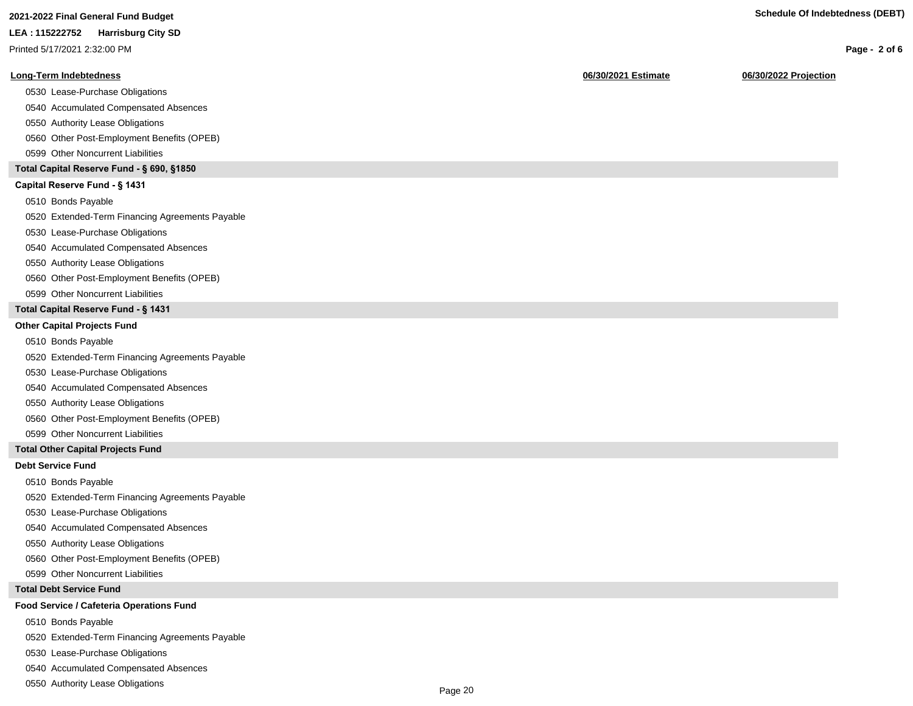| Long-Term Indebtedness | 06/30/2021 Estimate | 06/30/2022 Projection |
|---|---|---|
| 0530 Lease-Purchase Obligations | | |
| 0540 Accumulated Compensated Absences | | |
| 0550 Authority Lease Obligations | | |
| 0560 Other Post-Employment Benefits (OPEB) | | |
| 0599 Other Noncurrent Liabilities | | |
| **Total Capital Reserve Fund - § 690, §1850** | | |
| **Capital Reserve Fund - § 1431** | | |
| 0510 Bonds Payable | | |
| 0520 Extended-Term Financing Agreements Payable | | |
| 0530 Lease-Purchase Obligations | | |
| 0540 Accumulated Compensated Absences | | |
| 0550 Authority Lease Obligations | | |
| 0560 Other Post-Employment Benefits (OPEB) | | |
| 0599 Other Noncurrent Liabilities | | |
| **Total Capital Reserve Fund - § 1431** | | |
| **Other Capital Projects Fund** | | |
| 0510 Bonds Payable | | |
| 0520 Extended-Term Financing Agreements Payable | | |
| 0530 Lease-Purchase Obligations | | |
| 0540 Accumulated Compensated Absences | | |
| 0550 Authority Lease Obligations | | |
| 0560 Other Post-Employment Benefits (OPEB) | | |
| 0599 Other Noncurrent Liabilities | | |
| **Total Other Capital Projects Fund** | | |
| **Debt Service Fund** | | |
| 0510 Bonds Payable | | |
| 0520 Extended-Term Financing Agreements Payable | | |
| 0530 Lease-Purchase Obligations | | |
| 0540 Accumulated Compensated Absences | | |
| 0550 Authority Lease Obligations | | |
| 0560 Other Post-Employment Benefits (OPEB) | | |
| 0599 Other Noncurrent Liabilities | | |
| **Total Debt Service Fund** | | |
| **Food Service / Cafeteria Operations Fund** | | |
| 0510 Bonds Payable | | |
| 0520 Extended-Term Financing Agreements Payable | | |
| 0530 Lease-Purchase Obligations | | |
| 0540 Accumulated Compensated Absences | | |
| 0550 Authority Lease Obligations | | |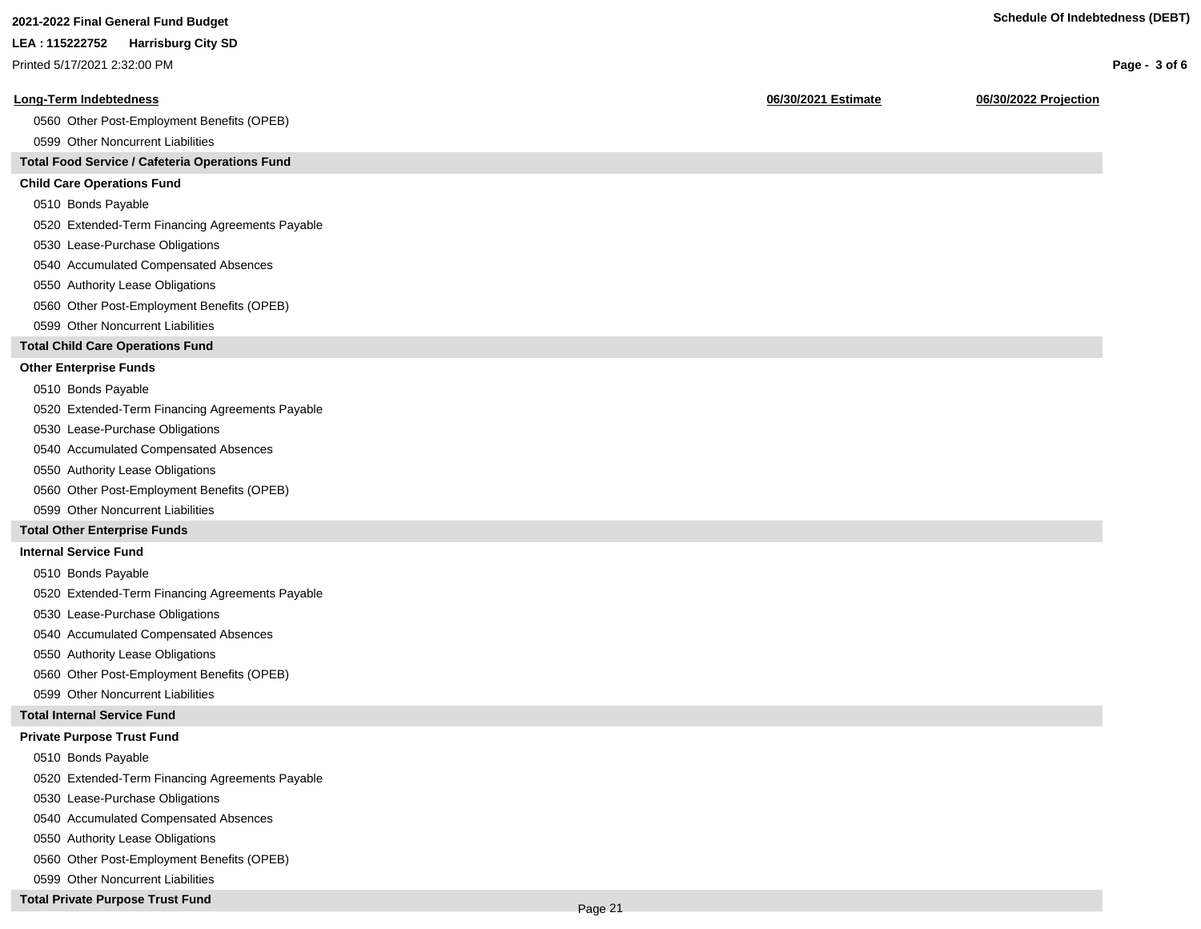| Long-Term Indebtedness | 06/30/2021 Estimate | 06/30/2022 Projection |
|---|---|---|
| 0560 Other Post-Employment Benefits (OPEB) | | |
| 0599 Other Noncurrent Liabilities | | |
| **Total Food Service / Cafeteria Operations Fund** | | |
| **Child Care Operations Fund** | | |
| 0510 Bonds Payable | | |
| 0520 Extended-Term Financing Agreements Payable | | |
| 0530 Lease-Purchase Obligations | | |
| 0540 Accumulated Compensated Absences | | |
| 0550 Authority Lease Obligations | | |
| 0560 Other Post-Employment Benefits (OPEB) | | |
| 0599 Other Noncurrent Liabilities | | |
| **Total Child Care Operations Fund** | | |
| **Other Enterprise Funds** | | |
| 0510 Bonds Payable | | |
| 0520 Extended-Term Financing Agreements Payable | | |
| 0530 Lease-Purchase Obligations | | |
| 0540 Accumulated Compensated Absences | | |
| 0550 Authority Lease Obligations | | |
| 0560 Other Post-Employment Benefits (OPEB) | | |
| 0599 Other Noncurrent Liabilities | | |
| **Total Other Enterprise Funds** | | |
| **Internal Service Fund** | | |
| 0510 Bonds Payable | | |
| 0520 Extended-Term Financing Agreements Payable | | |
| 0530 Lease-Purchase Obligations | | |
| 0540 Accumulated Compensated Absences | | |
| 0550 Authority Lease Obligations | | |
| 0560 Other Post-Employment Benefits (OPEB) | | |
| 0599 Other Noncurrent Liabilities | | |
| **Total Internal Service Fund** | | |
| **Private Purpose Trust Fund** | | |
| 0510 Bonds Payable | | |
| 0520 Extended-Term Financing Agreements Payable | | |
| 0530 Lease-Purchase Obligations | | |
| 0540 Accumulated Compensated Absences | | |
| 0550 Authority Lease Obligations | | |
| 0560 Other Post-Employment Benefits (OPEB) | | |
| 0599 Other Noncurrent Liabilities | | |
| **Total Private Purpose Trust Fund** | | |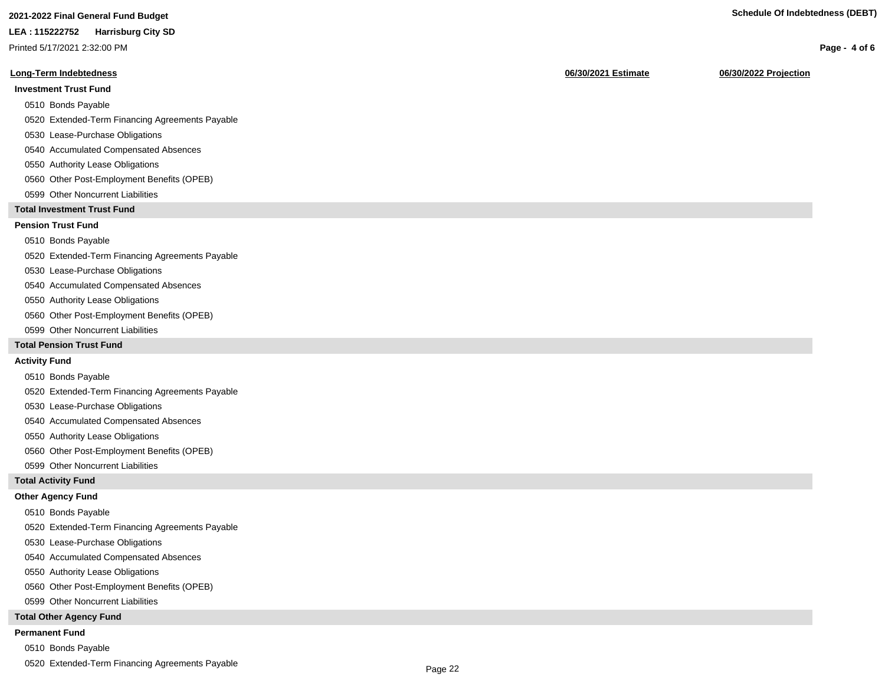2021-2022 Final General Fund Budget

LEA : 115222752 Harrisburg City SD

Printed 5/17/2021 2:32:00 PM

Schedule Of Indebtedness (DEBT)

| Long-Term Indebtedness | 06/30/2021 Estimate | 06/30/2022 Projection |
|---|---|---|
| **Investment Trust Fund** | | |
| 0510 Bonds Payable | | |
| 0520 Extended-Term Financing Agreements Payable | | |
| 0530 Lease-Purchase Obligations | | |
| 0540 Accumulated Compensated Absences | | |
| 0550 Authority Lease Obligations | | |
| 0560 Other Post-Employment Benefits (OPEB) | | |
| 0599 Other Noncurrent Liabilities | | |
| **Total Investment Trust Fund** | | |
| **Pension Trust Fund** | | |
| 0510 Bonds Payable | | |
| 0520 Extended-Term Financing Agreements Payable | | |
| 0530 Lease-Purchase Obligations | | |
| 0540 Accumulated Compensated Absences | | |
| 0550 Authority Lease Obligations | | |
| 0560 Other Post-Employment Benefits (OPEB) | | |
| 0599 Other Noncurrent Liabilities | | |
| **Total Pension Trust Fund** | | |
| **Activity Fund** | | |
| 0510 Bonds Payable | | |
| 0520 Extended-Term Financing Agreements Payable | | |
| 0530 Lease-Purchase Obligations | | |
| 0540 Accumulated Compensated Absences | | |
| 0550 Authority Lease Obligations | | |
| 0560 Other Post-Employment Benefits (OPEB) | | |
| 0599 Other Noncurrent Liabilities | | |
| **Total Activity Fund** | | |
| **Other Agency Fund** | | |
| 0510 Bonds Payable | | |
| 0520 Extended-Term Financing Agreements Payable | | |
| 0530 Lease-Purchase Obligations | | |
| 0540 Accumulated Compensated Absences | | |
| 0550 Authority Lease Obligations | | |
| 0560 Other Post-Employment Benefits (OPEB) | | |
| 0599 Other Noncurrent Liabilities | | |
| **Total Other Agency Fund** | | |
| **Permanent Fund** | | |
| 0510 Bonds Payable | | |
| 0520 Extended-Term Financing Agreements Payable | | |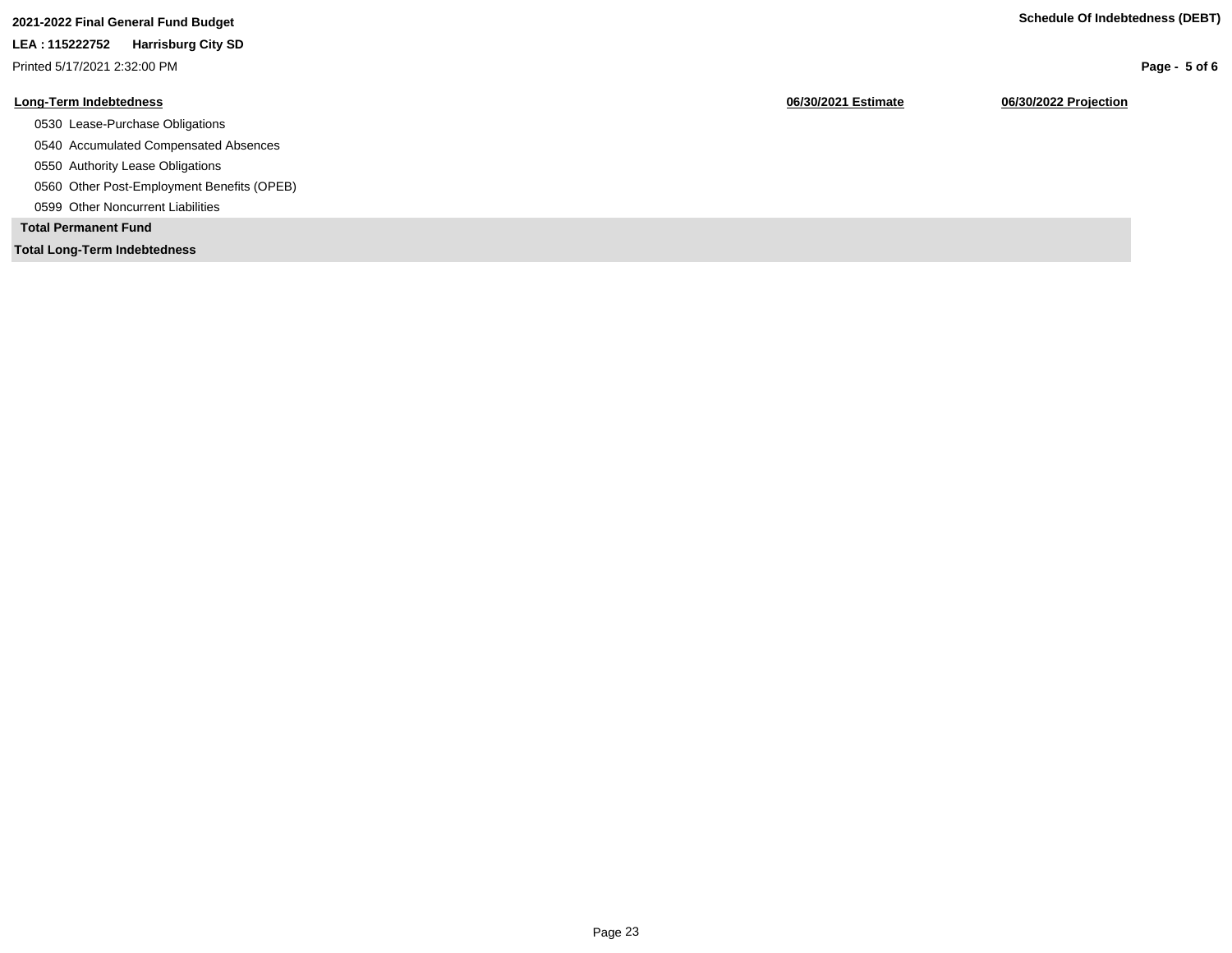**2021-2022 Final General Fund Budget**

**LEA : 115222752 Harrisburg City SD**

Printed 5/17/2021 2:32:00 PM

**Schedule Of Indebtedness (DEBT)**

| Long-Term Indebtedness | 06/30/2021 Estimate | 06/30/2022 Projection |
|---|---|---|
| 0530 Lease-Purchase Obligations | | |
| 0540 Accumulated Compensated Absences | | |
| 0550 Authority Lease Obligations | | |
| 0560 Other Post-Employment Benefits (OPEB) | | |
| 0599 Other Noncurrent Liabilities | | |
| **Total Permanent Fund** | | |
| **Total Long-Term Indebtedness** | | |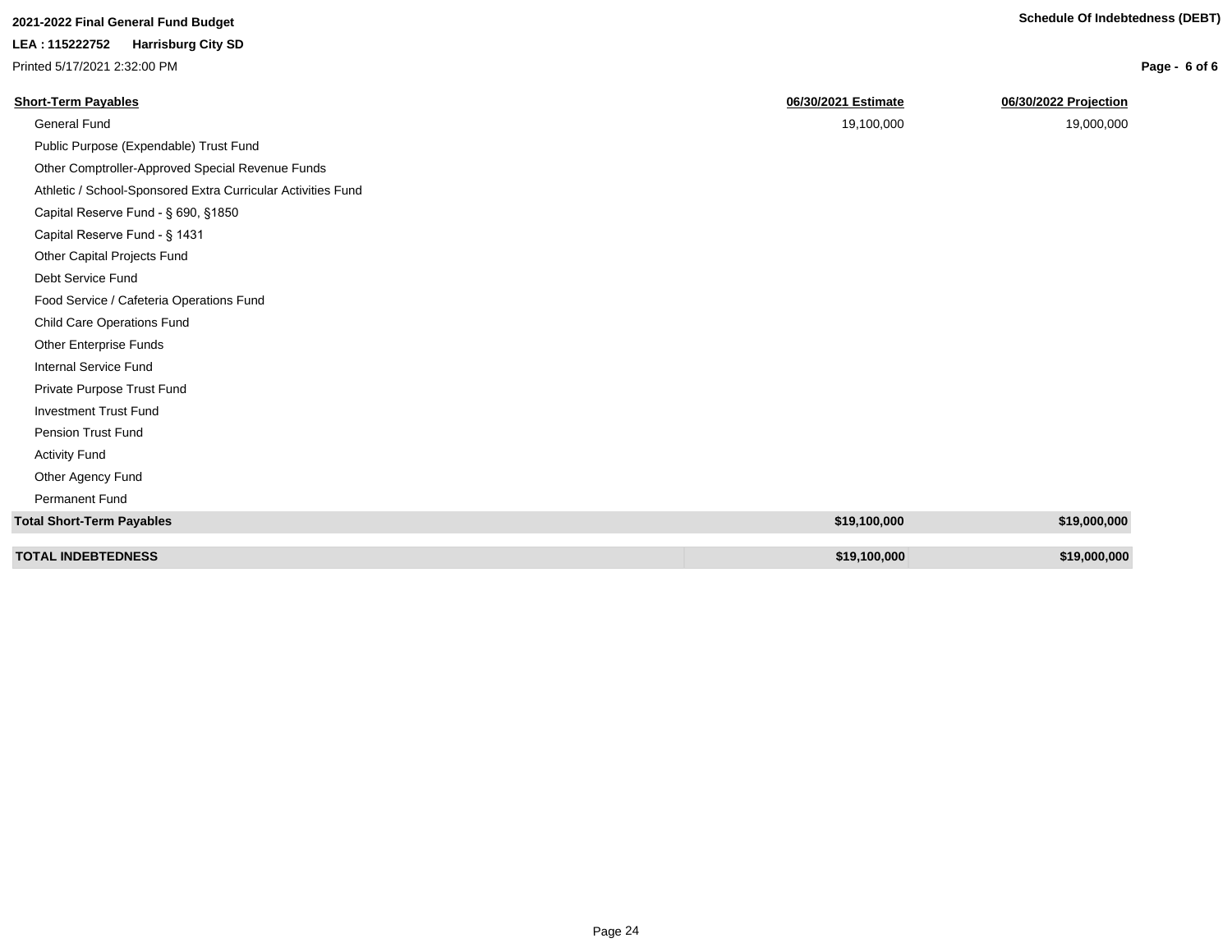**2021-2022 Final General Fund Budget**

**LEA : 115222752 Harrisburg City SD**

Printed 5/17/2021 2:32:00 PM

**Schedule Of Indebtedness (DEBT)**

| Short-Term Payables | 06/30/2021 Estimate | 06/30/2022 Projection |
|---|---|---|
| General Fund | 19,100,000 | 19,000,000 |
| Public Purpose (Expendable) Trust Fund | | |
| Other Comptroller-Approved Special Revenue Funds | | |
| Athletic / School-Sponsored Extra Curricular Activities Fund | | |
| Capital Reserve Fund - § 690, §1850 | | |
| Capital Reserve Fund - § 1431 | | |
| Other Capital Projects Fund | | |
| Debt Service Fund | | |
| Food Service / Cafeteria Operations Fund | | |
| Child Care Operations Fund | | |
| Other Enterprise Funds | | |
| Internal Service Fund | | |
| Private Purpose Trust Fund | | |
| Investment Trust Fund | | |
| Pension Trust Fund | | |
| Activity Fund | | |
| Other Agency Fund | | |
| Permanent Fund | | |
| **Total Short-Term Payables** | **$19,100,000** | **$19,000,000** |
| **TOTAL INDEBTEDNESS** | **$19,100,000** | **$19,000,000** |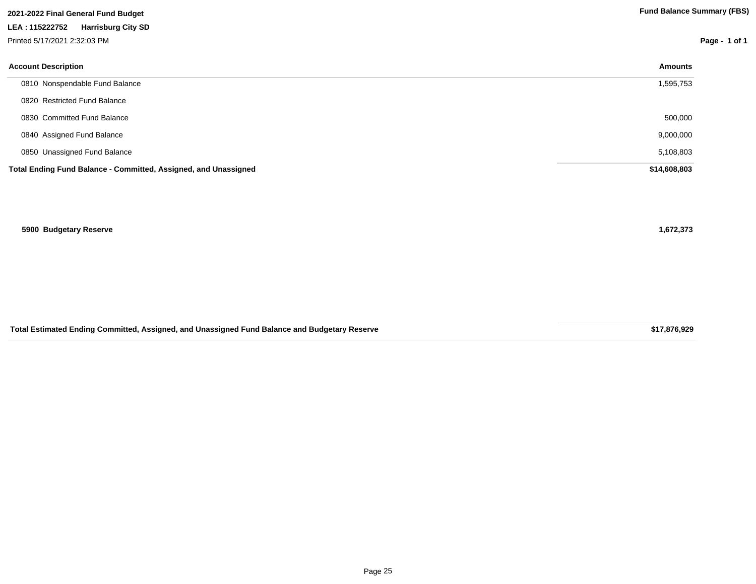**2021-2022 Final General Fund Budget**

**LEA : 115222752 Harrisburg City SD**

Printed 5/17/2021 2:32:03 PM

**Fund Balance Summary (FBS)**

| Account Description | Amounts |
|---|---|
| 0810 Nonspendable Fund Balance | 1,595,753 |
| 0820 Restricted Fund Balance | |
| 0830 Committed Fund Balance | 500,000 |
| 0840 Assigned Fund Balance | 9,000,000 |
| 0850 Unassigned Fund Balance | 5,108,803 |
| **Total Ending Fund Balance - Committed, Assigned, and Unassigned** | **$14,608,803** |
| **5900 Budgetary Reserve** | **1,672,373** |
| **Total Estimated Ending Committed, Assigned, and Unassigned Fund Balance and Budgetary Reserve** | **$17,876,929** |